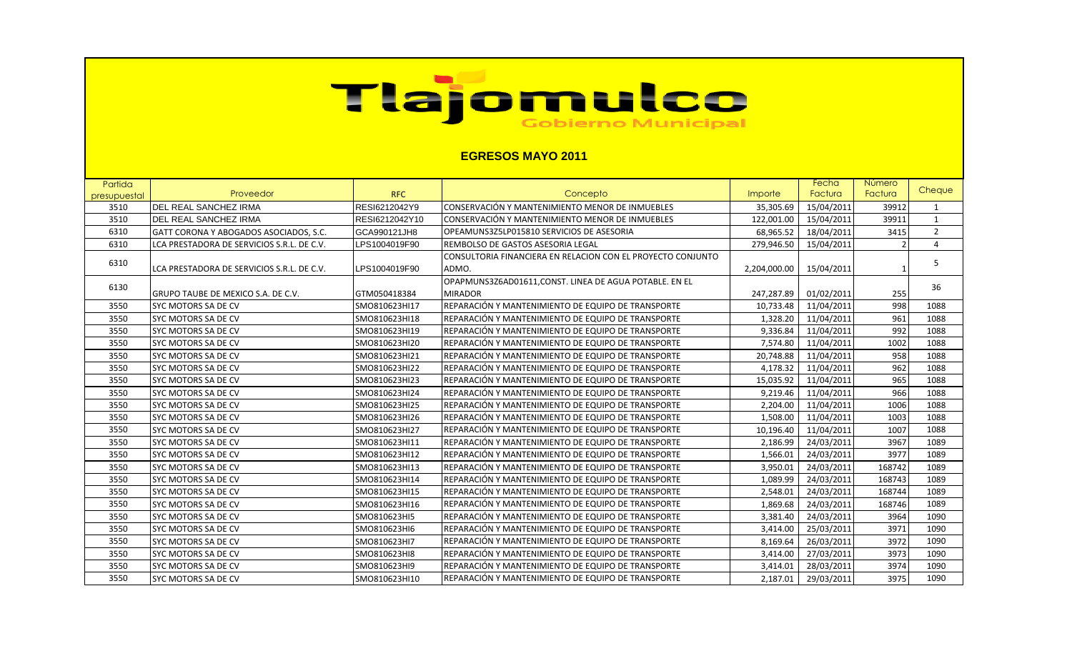# Tlajomulco Gobierno Municipal

## EGRESOS MAYO 2011

| Partida presupuestal | Proveedor | RFC | Concepto | Importe | Fecha Factura | Número Factura | Cheque |
|---|---|---|---|---|---|---|---|
| 3510 | DEL REAL SANCHEZ IRMA | RESI6212042Y9 | CONSERVACIÓN Y MANTENIMIENTO MENOR DE INMUEBLES | 35,305.69 | 15/04/2011 | 39912 | 1 |
| 3510 | DEL REAL SANCHEZ IRMA | RESI6212042Y10 | CONSERVACIÓN Y MANTENIMIENTO MENOR DE INMUEBLES | 122,001.00 | 15/04/2011 | 39911 | 1 |
| 6310 | GATT CORONA Y ABOGADOS ASOCIADOS, S.C. | GCA990121JH8 | OPEAMUNS3Z5LP015810 SERVICIOS DE ASESORIA | 68,965.52 | 18/04/2011 | 3415 | 2 |
| 6310 | LCA PRESTADORA DE SERVICIOS S.R.L. DE C.V. | LPS1004019F90 | REMBOLSO DE GASTOS ASESORIA LEGAL | 279,946.50 | 15/04/2011 | 2 | 4 |
| 6310 | LCA PRESTADORA DE SERVICIOS S.R.L. DE C.V. | LPS1004019F90 | CONSULTORIA FINANCIERA EN RELACION CON EL PROYECTO CONJUNTO ADMO. | 2,204,000.00 | 15/04/2011 | 1 | 5 |
| 6130 | GRUPO TAUBE DE MEXICO S.A. DE C.V. | GTM050418384 | OPAPMUNS3Z6AD01611,CONST. LINEA DE AGUA POTABLE. EN EL MIRADOR | 247,287.89 | 01/02/2011 | 255 | 36 |
| 3550 | SYC MOTORS SA DE CV | SMO810623HI17 | REPARACIÓN Y MANTENIMIENTO DE EQUIPO DE TRANSPORTE | 10,733.48 | 11/04/2011 | 998 | 1088 |
| 3550 | SYC MOTORS SA DE CV | SMO810623HI18 | REPARACIÓN Y MANTENIMIENTO DE EQUIPO DE TRANSPORTE | 1,328.20 | 11/04/2011 | 961 | 1088 |
| 3550 | SYC MOTORS SA DE CV | SMO810623HI19 | REPARACIÓN Y MANTENIMIENTO DE EQUIPO DE TRANSPORTE | 9,336.84 | 11/04/2011 | 992 | 1088 |
| 3550 | SYC MOTORS SA DE CV | SMO810623HI20 | REPARACIÓN Y MANTENIMIENTO DE EQUIPO DE TRANSPORTE | 7,574.80 | 11/04/2011 | 1002 | 1088 |
| 3550 | SYC MOTORS SA DE CV | SMO810623HI21 | REPARACIÓN Y MANTENIMIENTO DE EQUIPO DE TRANSPORTE | 20,748.88 | 11/04/2011 | 958 | 1088 |
| 3550 | SYC MOTORS SA DE CV | SMO810623HI22 | REPARACIÓN Y MANTENIMIENTO DE EQUIPO DE TRANSPORTE | 4,178.32 | 11/04/2011 | 962 | 1088 |
| 3550 | SYC MOTORS SA DE CV | SMO810623HI23 | REPARACIÓN Y MANTENIMIENTO DE EQUIPO DE TRANSPORTE | 15,035.92 | 11/04/2011 | 965 | 1088 |
| 3550 | SYC MOTORS SA DE CV | SMO810623HI24 | REPARACIÓN Y MANTENIMIENTO DE EQUIPO DE TRANSPORTE | 9,219.46 | 11/04/2011 | 966 | 1088 |
| 3550 | SYC MOTORS SA DE CV | SMO810623HI25 | REPARACIÓN Y MANTENIMIENTO DE EQUIPO DE TRANSPORTE | 2,204.00 | 11/04/2011 | 1006 | 1088 |
| 3550 | SYC MOTORS SA DE CV | SMO810623HI26 | REPARACIÓN Y MANTENIMIENTO DE EQUIPO DE TRANSPORTE | 1,508.00 | 11/04/2011 | 1003 | 1088 |
| 3550 | SYC MOTORS SA DE CV | SMO810623HI27 | REPARACIÓN Y MANTENIMIENTO DE EQUIPO DE TRANSPORTE | 10,196.40 | 11/04/2011 | 1007 | 1088 |
| 3550 | SYC MOTORS SA DE CV | SMO810623HI11 | REPARACIÓN Y MANTENIMIENTO DE EQUIPO DE TRANSPORTE | 2,186.99 | 24/03/2011 | 3967 | 1089 |
| 3550 | SYC MOTORS SA DE CV | SMO810623HI12 | REPARACIÓN Y MANTENIMIENTO DE EQUIPO DE TRANSPORTE | 1,566.01 | 24/03/2011 | 3977 | 1089 |
| 3550 | SYC MOTORS SA DE CV | SMO810623HI13 | REPARACIÓN Y MANTENIMIENTO DE EQUIPO DE TRANSPORTE | 3,950.01 | 24/03/2011 | 168742 | 1089 |
| 3550 | SYC MOTORS SA DE CV | SMO810623HI14 | REPARACIÓN Y MANTENIMIENTO DE EQUIPO DE TRANSPORTE | 1,089.99 | 24/03/2011 | 168743 | 1089 |
| 3550 | SYC MOTORS SA DE CV | SMO810623HI15 | REPARACIÓN Y MANTENIMIENTO DE EQUIPO DE TRANSPORTE | 2,548.01 | 24/03/2011 | 168744 | 1089 |
| 3550 | SYC MOTORS SA DE CV | SMO810623HI16 | REPARACIÓN Y MANTENIMIENTO DE EQUIPO DE TRANSPORTE | 1,869.68 | 24/03/2011 | 168746 | 1089 |
| 3550 | SYC MOTORS SA DE CV | SMO810623HI5 | REPARACIÓN Y MANTENIMIENTO DE EQUIPO DE TRANSPORTE | 3,381.40 | 24/03/2011 | 3964 | 1090 |
| 3550 | SYC MOTORS SA DE CV | SMO810623HI6 | REPARACIÓN Y MANTENIMIENTO DE EQUIPO DE TRANSPORTE | 3,414.00 | 25/03/2011 | 3971 | 1090 |
| 3550 | SYC MOTORS SA DE CV | SMO810623HI7 | REPARACIÓN Y MANTENIMIENTO DE EQUIPO DE TRANSPORTE | 8,169.64 | 26/03/2011 | 3972 | 1090 |
| 3550 | SYC MOTORS SA DE CV | SMO810623HI8 | REPARACIÓN Y MANTENIMIENTO DE EQUIPO DE TRANSPORTE | 3,414.00 | 27/03/2011 | 3973 | 1090 |
| 3550 | SYC MOTORS SA DE CV | SMO810623HI9 | REPARACIÓN Y MANTENIMIENTO DE EQUIPO DE TRANSPORTE | 3,414.01 | 28/03/2011 | 3974 | 1090 |
| 3550 | SYC MOTORS SA DE CV | SMO810623HI10 | REPARACIÓN Y MANTENIMIENTO DE EQUIPO DE TRANSPORTE | 2,187.01 | 29/03/2011 | 3975 | 1090 |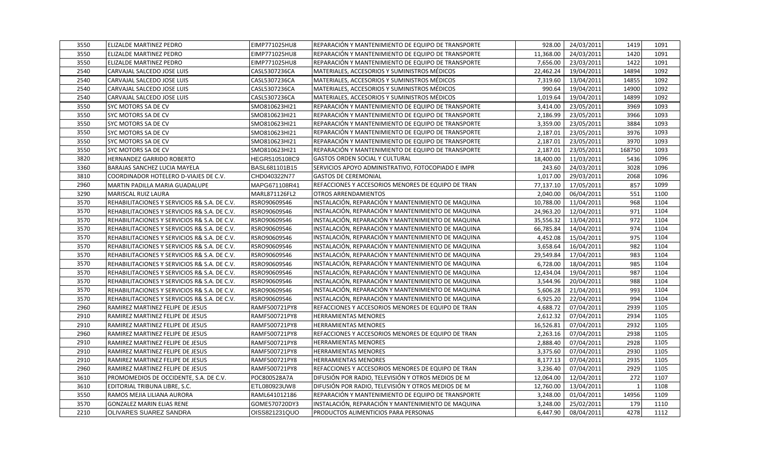| 3550 | ELIZALDE MARTINEZ PEDRO | EIMP771025HU8 | REPARACIÓN Y MANTENIMIENTO DE EQUIPO DE TRANSPORTE | 928.00 | 24/03/2011 | 1419 | 1091 |
|---|---|---|---|---|---|---|---|
| 3550 | ELIZALDE MARTINEZ PEDRO | EIMP771025HU8 | REPARACIÓN Y MANTENIMIENTO DE EQUIPO DE TRANSPORTE | 11,368.00 | 24/03/2011 | 1420 | 1091 |
| 3550 | ELIZALDE MARTINEZ PEDRO | EIMP771025HU8 | REPARACIÓN Y MANTENIMIENTO DE EQUIPO DE TRANSPORTE | 7,656.00 | 23/03/2011 | 1422 | 1091 |
| 2540 | CARVAJAL SALCEDO JOSE LUIS | CASL5307236CA | MATERIALES, ACCESORIOS Y SUMINISTROS MÉDICOS | 22,462.24 | 19/04/2011 | 14894 | 1092 |
| 2540 | CARVAJAL SALCEDO JOSE LUIS | CASL5307236CA | MATERIALES, ACCESORIOS Y SUMINISTROS MÉDICOS | 7,319.60 | 13/04/2011 | 14855 | 1092 |
| 2540 | CARVAJAL SALCEDO JOSE LUIS | CASL5307236CA | MATERIALES, ACCESORIOS Y SUMINISTROS MÉDICOS | 990.64 | 19/04/2011 | 14900 | 1092 |
| 2540 | CARVAJAL SALCEDO JOSE LUIS | CASL5307236CA | MATERIALES, ACCESORIOS Y SUMINISTROS MÉDICOS | 1,019.64 | 19/04/2011 | 14899 | 1092 |
| 3550 | SYC MOTORS SA DE CV | SMO810623HI21 | REPARACIÓN Y MANTENIMIENTO DE EQUIPO DE TRANSPORTE | 3,414.00 | 23/05/2011 | 3969 | 1093 |
| 3550 | SYC MOTORS SA DE CV | SMO810623HI21 | REPARACIÓN Y MANTENIMIENTO DE EQUIPO DE TRANSPORTE | 2,186.99 | 23/05/2011 | 3966 | 1093 |
| 3550 | SYC MOTORS SA DE CV | SMO810623HI21 | REPARACIÓN Y MANTENIMIENTO DE EQUIPO DE TRANSPORTE | 3,359.00 | 23/05/2011 | 3884 | 1093 |
| 3550 | SYC MOTORS SA DE CV | SMO810623HI21 | REPARACIÓN Y MANTENIMIENTO DE EQUIPO DE TRANSPORTE | 2,187.01 | 23/05/2011 | 3976 | 1093 |
| 3550 | SYC MOTORS SA DE CV | SMO810623HI21 | REPARACIÓN Y MANTENIMIENTO DE EQUIPO DE TRANSPORTE | 2,187.01 | 23/05/2011 | 3970 | 1093 |
| 3550 | SYC MOTORS SA DE CV | SMO810623HI21 | REPARACIÓN Y MANTENIMIENTO DE EQUIPO DE TRANSPORTE | 2,187.01 | 23/05/2011 | 168750 | 1093 |
| 3820 | HERNANDEZ GARRIDO ROBERTO | HEGR5105108C9 | GASTOS ORDEN SOCIAL Y CULTURAL | 18,400.00 | 11/03/2011 | 5436 | 1096 |
| 3360 | BARAJAS SANCHEZ LUCIA MAYELA | BASL681101B15 | SERVICIOS APOYO ADMINISTRATIVO, FOTOCOPIADO E IMPR | 243.60 | 24/03/2011 | 3028 | 1096 |
| 3810 | COORDINADOR HOTELERO D-VIAJES DE C.V. | CHD040322N77 | GASTOS DE CEREMONIAL | 1,017.00 | 29/03/2011 | 2068 | 1096 |
| 2960 | MARTIN PADILLA MARIA GUADALUPE | MAPG671108R41 | REFACCIONES Y ACCESORIOS MENORES DE EQUIPO DE TRAN | 77,137.10 | 17/05/2011 | 857 | 1099 |
| 3290 | MARISCAL RUIZ LAURA | MARL871126FL2 | OTROS ARRENDAMIENTOS | 2,040.00 | 06/04/2011 | 551 | 1100 |
| 3570 | REHABILITACIONES Y SERVICIOS R& S.A. DE C.V. | RSRO90609S46 | INSTALACIÓN, REPARACIÓN Y MANTENIMIENTO DE MAQUINA | 10,788.00 | 11/04/2011 | 968 | 1104 |
| 3570 | REHABILITACIONES Y SERVICIOS R& S.A. DE C.V. | RSRO90609S46 | INSTALACIÓN, REPARACIÓN Y MANTENIMIENTO DE MAQUINA | 24,963.20 | 12/04/2011 | 971 | 1104 |
| 3570 | REHABILITACIONES Y SERVICIOS R& S.A. DE C.V. | RSRO90609S46 | INSTALACIÓN, REPARACIÓN Y MANTENIMIENTO DE MAQUINA | 35,556.32 | 13/04/2011 | 972 | 1104 |
| 3570 | REHABILITACIONES Y SERVICIOS R& S.A. DE C.V. | RSRO90609S46 | INSTALACIÓN, REPARACIÓN Y MANTENIMIENTO DE MAQUINA | 66,785.84 | 14/04/2011 | 974 | 1104 |
| 3570 | REHABILITACIONES Y SERVICIOS R& S.A. DE C.V. | RSRO90609S46 | INSTALACIÓN, REPARACIÓN Y MANTENIMIENTO DE MAQUINA | 4,452.08 | 15/04/2011 | 975 | 1104 |
| 3570 | REHABILITACIONES Y SERVICIOS R& S.A. DE C.V. | RSRO90609S46 | INSTALACIÓN, REPARACIÓN Y MANTENIMIENTO DE MAQUINA | 3,658.64 | 16/04/2011 | 982 | 1104 |
| 3570 | REHABILITACIONES Y SERVICIOS R& S.A. DE C.V. | RSRO90609S46 | INSTALACIÓN, REPARACIÓN Y MANTENIMIENTO DE MAQUINA | 29,549.84 | 17/04/2011 | 983 | 1104 |
| 3570 | REHABILITACIONES Y SERVICIOS R& S.A. DE C.V. | RSRO90609S46 | INSTALACIÓN, REPARACIÓN Y MANTENIMIENTO DE MAQUINA | 6,728.00 | 18/04/2011 | 985 | 1104 |
| 3570 | REHABILITACIONES Y SERVICIOS R& S.A. DE C.V. | RSRO90609S46 | INSTALACIÓN, REPARACIÓN Y MANTENIMIENTO DE MAQUINA | 12,434.04 | 19/04/2011 | 987 | 1104 |
| 3570 | REHABILITACIONES Y SERVICIOS R& S.A. DE C.V. | RSRO90609S46 | INSTALACIÓN, REPARACIÓN Y MANTENIMIENTO DE MAQUINA | 3,544.96 | 20/04/2011 | 988 | 1104 |
| 3570 | REHABILITACIONES Y SERVICIOS R& S.A. DE C.V. | RSRO90609S46 | INSTALACIÓN, REPARACIÓN Y MANTENIMIENTO DE MAQUINA | 5,606.28 | 21/04/2011 | 993 | 1104 |
| 3570 | REHABILITACIONES Y SERVICIOS R& S.A. DE C.V. | RSRO90609S46 | INSTALACIÓN, REPARACIÓN Y MANTENIMIENTO DE MAQUINA | 6,925.20 | 22/04/2011 | 994 | 1104 |
| 2960 | RAMIREZ MARTINEZ FELIPE DE JESUS | RAMF500721PY8 | REFACCIONES Y ACCESORIOS MENORES DE EQUIPO DE TRAN | 4,688.72 | 07/04/2011 | 2939 | 1105 |
| 2910 | RAMIREZ MARTINEZ FELIPE DE JESUS | RAMF500721PY8 | HERRAMIENTAS MENORES | 2,612.32 | 07/04/2011 | 2934 | 1105 |
| 2910 | RAMIREZ MARTINEZ FELIPE DE JESUS | RAMF500721PY8 | HERRAMIENTAS MENORES | 16,526.81 | 07/04/2011 | 2932 | 1105 |
| 2960 | RAMIREZ MARTINEZ FELIPE DE JESUS | RAMF500721PY8 | REFACCIONES Y ACCESORIOS MENORES DE EQUIPO DE TRAN | 2,263.16 | 07/04/2011 | 2938 | 1105 |
| 2910 | RAMIREZ MARTINEZ FELIPE DE JESUS | RAMF500721PY8 | HERRAMIENTAS MENORES | 2,888.40 | 07/04/2011 | 2928 | 1105 |
| 2910 | RAMIREZ MARTINEZ FELIPE DE JESUS | RAMF500721PY8 | HERRAMIENTAS MENORES | 3,375.60 | 07/04/2011 | 2930 | 1105 |
| 2910 | RAMIREZ MARTINEZ FELIPE DE JESUS | RAMF500721PY8 | HERRAMIENTAS MENORES | 8,177.13 | 07/04/2011 | 2935 | 1105 |
| 2960 | RAMIREZ MARTINEZ FELIPE DE JESUS | RAMF500721PY8 | REFACCIONES Y ACCESORIOS MENORES DE EQUIPO DE TRAN | 3,236.40 | 07/04/2011 | 2929 | 1105 |
| 3610 | PROMOMEDIOS DE OCCIDENTE, S.A. DE C.V. | POC800528A7A | DIFUSIÓN POR RADIO, TELEVISIÓN Y OTROS MEDIOS DE M | 12,064.00 | 12/04/2011 | 272 | 1107 |
| 3610 | EDITORIAL TRIBUNA LIBRE, S.C. | ETL080923UW8 | DIFUSIÓN POR RADIO, TELEVISIÓN Y OTROS MEDIOS DE M | 12,760.00 | 13/04/2011 | 1 | 1108 |
| 3550 | RAMOS MEJIA LILIANA AURORA | RAML641012186 | REPARACIÓN Y MANTENIMIENTO DE EQUIPO DE TRANSPORTE | 3,248.00 | 01/04/2011 | 14956 | 1109 |
| 3570 | GONZALEZ MARIN ELIAS RENE | GOME570720DY3 | INSTALACIÓN, REPARACIÓN Y MANTENIMIENTO DE MAQUINA | 3,248.00 | 25/02/2011 | 179 | 1110 |
| 2210 | OLIVARES SUAREZ SANDRA | OISS821231QUO | PRODUCTOS ALIMENTICIOS PARA PERSONAS | 6,447.90 | 08/04/2011 | 4278 | 1112 |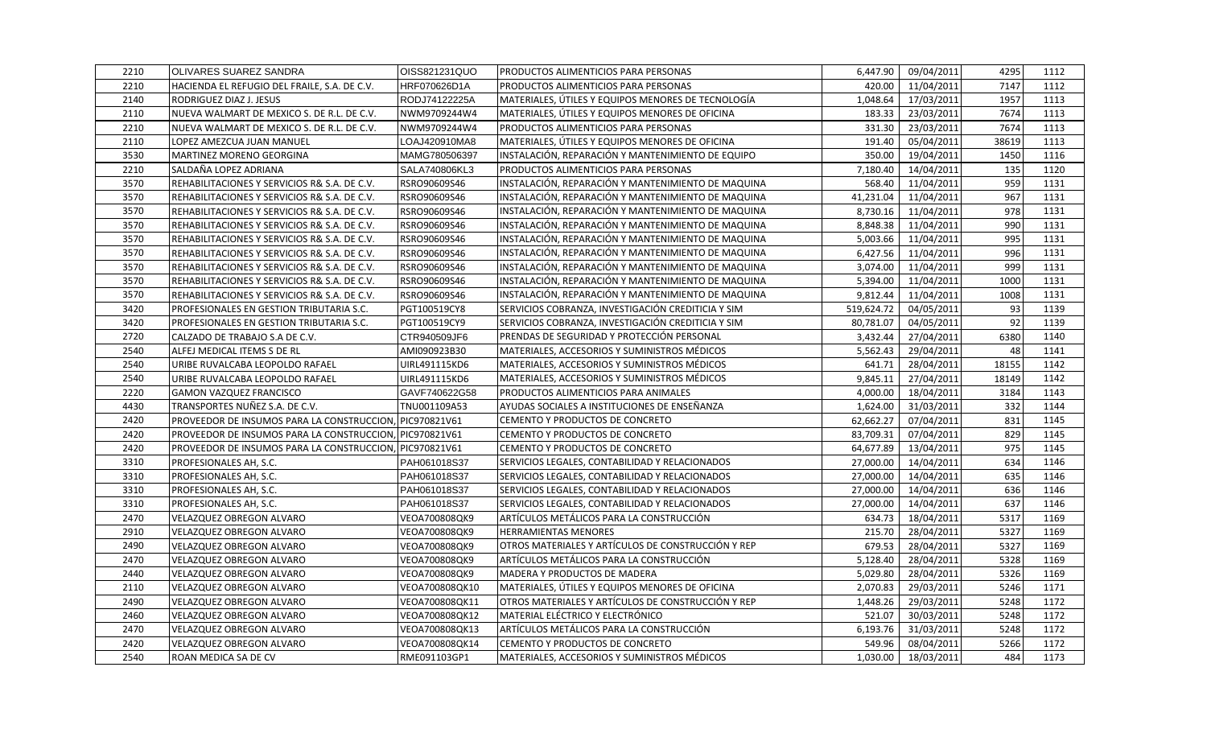| | | | | | | | |
|---|---|---|---|---|---|---|---|
| 2210 | OLIVARES SUAREZ SANDRA | OISS821231QUO | PRODUCTOS ALIMENTICIOS PARA PERSONAS | 6,447.90 | 09/04/2011 | 4295 | 1112 |
| 2210 | HACIENDA EL REFUGIO DEL FRAILE, S.A. DE C.V. | HRF070626D1A | PRODUCTOS ALIMENTICIOS PARA PERSONAS | 420.00 | 11/04/2011 | 7147 | 1112 |
| 2140 | RODRIGUEZ DIAZ J. JESUS | RODJ74122225A | MATERIALES, ÚTILES Y EQUIPOS MENORES DE TECNOLOGÍA | 1,048.64 | 17/03/2011 | 1957 | 1113 |
| 2110 | NUEVA WALMART DE MEXICO S. DE R.L. DE C.V. | NWM9709244W4 | MATERIALES, ÚTILES Y EQUIPOS MENORES DE OFICINA | 183.33 | 23/03/2011 | 7674 | 1113 |
| 2210 | NUEVA WALMART DE MEXICO S. DE R.L. DE C.V. | NWM9709244W4 | PRODUCTOS ALIMENTICIOS PARA PERSONAS | 331.30 | 23/03/2011 | 7674 | 1113 |
| 2110 | LOPEZ AMEZCUA JUAN MANUEL | LOAJ420910MA8 | MATERIALES, ÚTILES Y EQUIPOS MENORES DE OFICINA | 191.40 | 05/04/2011 | 38619 | 1113 |
| 3530 | MARTINEZ MORENO GEORGINA | MAMG780506397 | INSTALACIÓN, REPARACIÓN Y MANTENIMIENTO DE EQUIPO | 350.00 | 19/04/2011 | 1450 | 1116 |
| 2210 | SALDAÑA LOPEZ ADRIANA | SALA740806KL3 | PRODUCTOS ALIMENTICIOS PARA PERSONAS | 7,180.40 | 14/04/2011 | 135 | 1120 |
| 3570 | REHABILITACIONES Y SERVICIOS R& S.A. DE C.V. | RSRO90609S46 | INSTALACIÓN, REPARACIÓN Y MANTENIMIENTO DE MAQUINA | 568.40 | 11/04/2011 | 959 | 1131 |
| 3570 | REHABILITACIONES Y SERVICIOS R& S.A. DE C.V. | RSRO90609S46 | INSTALACIÓN, REPARACIÓN Y MANTENIMIENTO DE MAQUINA | 41,231.04 | 11/04/2011 | 967 | 1131 |
| 3570 | REHABILITACIONES Y SERVICIOS R& S.A. DE C.V. | RSRO90609S46 | INSTALACIÓN, REPARACIÓN Y MANTENIMIENTO DE MAQUINA | 8,730.16 | 11/04/2011 | 978 | 1131 |
| 3570 | REHABILITACIONES Y SERVICIOS R& S.A. DE C.V. | RSRO90609S46 | INSTALACIÓN, REPARACIÓN Y MANTENIMIENTO DE MAQUINA | 8,848.38 | 11/04/2011 | 990 | 1131 |
| 3570 | REHABILITACIONES Y SERVICIOS R& S.A. DE C.V. | RSRO90609S46 | INSTALACIÓN, REPARACIÓN Y MANTENIMIENTO DE MAQUINA | 5,003.66 | 11/04/2011 | 995 | 1131 |
| 3570 | REHABILITACIONES Y SERVICIOS R& S.A. DE C.V. | RSRO90609S46 | INSTALACIÓN, REPARACIÓN Y MANTENIMIENTO DE MAQUINA | 6,427.56 | 11/04/2011 | 996 | 1131 |
| 3570 | REHABILITACIONES Y SERVICIOS R& S.A. DE C.V. | RSRO90609S46 | INSTALACIÓN, REPARACIÓN Y MANTENIMIENTO DE MAQUINA | 3,074.00 | 11/04/2011 | 999 | 1131 |
| 3570 | REHABILITACIONES Y SERVICIOS R& S.A. DE C.V. | RSRO90609S46 | INSTALACIÓN, REPARACIÓN Y MANTENIMIENTO DE MAQUINA | 5,394.00 | 11/04/2011 | 1000 | 1131 |
| 3570 | REHABILITACIONES Y SERVICIOS R& S.A. DE C.V. | RSRO90609S46 | INSTALACIÓN, REPARACIÓN Y MANTENIMIENTO DE MAQUINA | 9,812.44 | 11/04/2011 | 1008 | 1131 |
| 3420 | PROFESIONALES EN GESTION TRIBUTARIA S.C. | PGT100519CY8 | SERVICIOS COBRANZA, INVESTIGACIÓN CREDITICIA Y SIM | 519,624.72 | 04/05/2011 | 93 | 1139 |
| 3420 | PROFESIONALES EN GESTION TRIBUTARIA S.C. | PGT100519CY9 | SERVICIOS COBRANZA, INVESTIGACIÓN CREDITICIA Y SIM | 80,781.07 | 04/05/2011 | 92 | 1139 |
| 2720 | CALZADO DE TRABAJO S.A DE C.V. | CTR940509JF6 | PRENDAS DE SEGURIDAD Y PROTECCIÓN PERSONAL | 3,432.44 | 27/04/2011 | 6380 | 1140 |
| 2540 | ALFEJ MEDICAL ITEMS S DE RL | AMI090923B30 | MATERIALES, ACCESORIOS Y SUMINISTROS MÉDICOS | 5,562.43 | 29/04/2011 | 48 | 1141 |
| 2540 | URIBE RUVALCABA LEOPOLDO RAFAEL | UIRL491115KD6 | MATERIALES, ACCESORIOS Y SUMINISTROS MÉDICOS | 641.71 | 28/04/2011 | 18155 | 1142 |
| 2540 | URIBE RUVALCABA LEOPOLDO RAFAEL | UIRL491115KD6 | MATERIALES, ACCESORIOS Y SUMINISTROS MÉDICOS | 9,845.11 | 27/04/2011 | 18149 | 1142 |
| 2220 | GAMON VAZQUEZ FRANCISCO | GAVF740622G58 | PRODUCTOS ALIMENTICIOS PARA ANIMALES | 4,000.00 | 18/04/2011 | 3184 | 1143 |
| 4430 | TRANSPORTES NUÑEZ S.A. DE C.V. | TNU001109A53 | AYUDAS SOCIALES A INSTITUCIONES DE ENSEÑANZA | 1,624.00 | 31/03/2011 | 332 | 1144 |
| 2420 | PROVEEDOR DE INSUMOS PARA LA CONSTRUCCION, | PIC970821V61 | CEMENTO Y PRODUCTOS DE CONCRETO | 62,662.27 | 07/04/2011 | 831 | 1145 |
| 2420 | PROVEEDOR DE INSUMOS PARA LA CONSTRUCCION, | PIC970821V61 | CEMENTO Y PRODUCTOS DE CONCRETO | 83,709.31 | 07/04/2011 | 829 | 1145 |
| 2420 | PROVEEDOR DE INSUMOS PARA LA CONSTRUCCION, | PIC970821V61 | CEMENTO Y PRODUCTOS DE CONCRETO | 64,677.89 | 13/04/2011 | 975 | 1145 |
| 3310 | PROFESIONALES AH, S.C. | PAH061018S37 | SERVICIOS LEGALES, CONTABILIDAD Y RELACIONADOS | 27,000.00 | 14/04/2011 | 634 | 1146 |
| 3310 | PROFESIONALES AH, S.C. | PAH061018S37 | SERVICIOS LEGALES, CONTABILIDAD Y RELACIONADOS | 27,000.00 | 14/04/2011 | 635 | 1146 |
| 3310 | PROFESIONALES AH, S.C. | PAH061018S37 | SERVICIOS LEGALES, CONTABILIDAD Y RELACIONADOS | 27,000.00 | 14/04/2011 | 636 | 1146 |
| 3310 | PROFESIONALES AH, S.C. | PAH061018S37 | SERVICIOS LEGALES, CONTABILIDAD Y RELACIONADOS | 27,000.00 | 14/04/2011 | 637 | 1146 |
| 2470 | VELAZQUEZ OBREGON ALVARO | VEOA700808QK9 | ARTÍCULOS METÁLICOS PARA LA CONSTRUCCIÓN | 634.73 | 18/04/2011 | 5317 | 1169 |
| 2910 | VELAZQUEZ OBREGON ALVARO | VEOA700808QK9 | HERRAMIENTAS MENORES | 215.70 | 28/04/2011 | 5327 | 1169 |
| 2490 | VELAZQUEZ OBREGON ALVARO | VEOA700808QK9 | OTROS MATERIALES Y ARTÍCULOS DE CONSTRUCCIÓN Y REP | 679.53 | 28/04/2011 | 5327 | 1169 |
| 2470 | VELAZQUEZ OBREGON ALVARO | VEOA700808QK9 | ARTÍCULOS METÁLICOS PARA LA CONSTRUCCIÓN | 5,128.40 | 28/04/2011 | 5328 | 1169 |
| 2440 | VELAZQUEZ OBREGON ALVARO | VEOA700808QK9 | MADERA Y PRODUCTOS DE MADERA | 5,029.80 | 28/04/2011 | 5326 | 1169 |
| 2110 | VELAZQUEZ OBREGON ALVARO | VEOA700808QK10 | MATERIALES, ÚTILES Y EQUIPOS MENORES DE OFICINA | 2,070.83 | 29/03/2011 | 5246 | 1171 |
| 2490 | VELAZQUEZ OBREGON ALVARO | VEOA700808QK11 | OTROS MATERIALES Y ARTÍCULOS DE CONSTRUCCIÓN Y REP | 1,448.26 | 29/03/2011 | 5248 | 1172 |
| 2460 | VELAZQUEZ OBREGON ALVARO | VEOA700808QK12 | MATERIAL ELÉCTRICO Y ELECTRÓNICO | 521.07 | 30/03/2011 | 5248 | 1172 |
| 2470 | VELAZQUEZ OBREGON ALVARO | VEOA700808QK13 | ARTÍCULOS METÁLICOS PARA LA CONSTRUCCIÓN | 6,193.76 | 31/03/2011 | 5248 | 1172 |
| 2420 | VELAZQUEZ OBREGON ALVARO | VEOA700808QK14 | CEMENTO Y PRODUCTOS DE CONCRETO | 549.96 | 08/04/2011 | 5266 | 1172 |
| 2540 | ROAN MEDICA SA DE CV | RME091103GP1 | MATERIALES, ACCESORIOS Y SUMINISTROS MÉDICOS | 1,030.00 | 18/03/2011 | 484 | 1173 |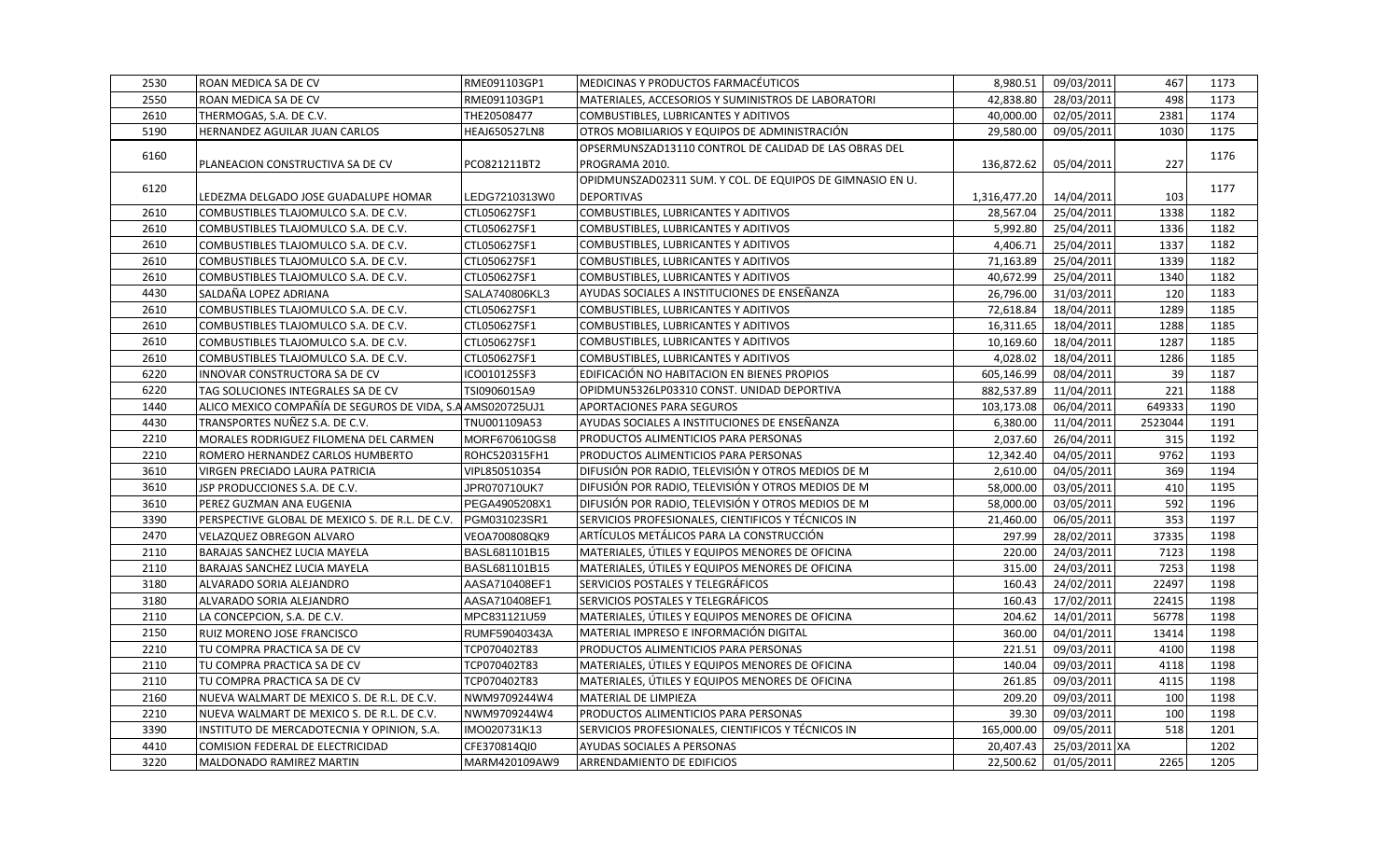| | | | | | | | |
|---|---|---|---|---|---|---|---|
| 2530 | ROAN MEDICA SA DE CV | RME091103GP1 | MEDICINAS Y PRODUCTOS FARMACÉUTICOS | 8,980.51 | 09/03/2011 | 467 | 1173 |
| 2550 | ROAN MEDICA SA DE CV | RME091103GP1 | MATERIALES, ACCESORIOS Y SUMINISTROS DE LABORATORI | 42,838.80 | 28/03/2011 | 498 | 1173 |
| 2610 | THERMOGAS, S.A. DE C.V. | THE20508477 | COMBUSTIBLES, LUBRICANTES Y ADITIVOS | 40,000.00 | 02/05/2011 | 2381 | 1174 |
| 5190 | HERNANDEZ AGUILAR JUAN CARLOS | HEAJ650527LN8 | OTROS MOBILIARIOS Y EQUIPOS DE ADMINISTRACIÓN | 29,580.00 | 09/05/2011 | 1030 | 1175 |
| 6160 | PLANEACION CONSTRUCTIVA SA DE CV | PCO821211BT2 | OPSERMUNSZAD13110 CONTROL DE CALIDAD DE LAS OBRAS DEL PROGRAMA 2010. | 136,872.62 | 05/04/2011 | 227 | 1176 |
| 6120 | LEDEZMA DELGADO JOSE GUADALUPE HOMAR | LEDG7210313W0 | OPIDMUNSZAD02311 SUM. Y COL. DE EQUIPOS DE GIMNASIO EN U. DEPORTIVAS | 1,316,477.20 | 14/04/2011 | 103 | 1177 |
| 2610 | COMBUSTIBLES TLAJOMULCO S.A. DE C.V. | CTL050627SF1 | COMBUSTIBLES, LUBRICANTES Y ADITIVOS | 28,567.04 | 25/04/2011 | 1338 | 1182 |
| 2610 | COMBUSTIBLES TLAJOMULCO S.A. DE C.V. | CTL050627SF1 | COMBUSTIBLES, LUBRICANTES Y ADITIVOS | 5,992.80 | 25/04/2011 | 1336 | 1182 |
| 2610 | COMBUSTIBLES TLAJOMULCO S.A. DE C.V. | CTL050627SF1 | COMBUSTIBLES, LUBRICANTES Y ADITIVOS | 4,406.71 | 25/04/2011 | 1337 | 1182 |
| 2610 | COMBUSTIBLES TLAJOMULCO S.A. DE C.V. | CTL050627SF1 | COMBUSTIBLES, LUBRICANTES Y ADITIVOS | 71,163.89 | 25/04/2011 | 1339 | 1182 |
| 2610 | COMBUSTIBLES TLAJOMULCO S.A. DE C.V. | CTL050627SF1 | COMBUSTIBLES, LUBRICANTES Y ADITIVOS | 40,672.99 | 25/04/2011 | 1340 | 1182 |
| 4430 | SALDAÑA LOPEZ ADRIANA | SALA740806KL3 | AYUDAS SOCIALES A INSTITUCIONES DE ENSEÑANZA | 26,796.00 | 31/03/2011 | 120 | 1183 |
| 2610 | COMBUSTIBLES TLAJOMULCO S.A. DE C.V. | CTL050627SF1 | COMBUSTIBLES, LUBRICANTES Y ADITIVOS | 72,618.84 | 18/04/2011 | 1289 | 1185 |
| 2610 | COMBUSTIBLES TLAJOMULCO S.A. DE C.V. | CTL050627SF1 | COMBUSTIBLES, LUBRICANTES Y ADITIVOS | 16,311.65 | 18/04/2011 | 1288 | 1185 |
| 2610 | COMBUSTIBLES TLAJOMULCO S.A. DE C.V. | CTL050627SF1 | COMBUSTIBLES, LUBRICANTES Y ADITIVOS | 10,169.60 | 18/04/2011 | 1287 | 1185 |
| 2610 | COMBUSTIBLES TLAJOMULCO S.A. DE C.V. | CTL050627SF1 | COMBUSTIBLES, LUBRICANTES Y ADITIVOS | 4,028.02 | 18/04/2011 | 1286 | 1185 |
| 6220 | INNOVAR CONSTRUCTORA SA DE CV | ICO010125SF3 | EDIFICACIÓN NO HABITACION EN BIENES PROPIOS | 605,146.99 | 08/04/2011 | 39 | 1187 |
| 6220 | TAG SOLUCIONES INTEGRALES SA DE CV | TSI0906015A9 | OPIDMUN5326LP03310 CONST. UNIDAD DEPORTIVA | 882,537.89 | 11/04/2011 | 221 | 1188 |
| 1440 | ALICO MEXICO COMPAÑÍA DE SEGUROS DE VIDA, S.A | AMS020725UJ1 | APORTACIONES PARA SEGUROS | 103,173.08 | 06/04/2011 | 649333 | 1190 |
| 4430 | TRANSPORTES NUÑEZ S.A. DE C.V. | TNU001109A53 | AYUDAS SOCIALES A INSTITUCIONES DE ENSEÑANZA | 6,380.00 | 11/04/2011 | 2523044 | 1191 |
| 2210 | MORALES RODRIGUEZ FILOMENA DEL CARMEN | MORF670610GS8 | PRODUCTOS ALIMENTICIOS PARA PERSONAS | 2,037.60 | 26/04/2011 | 315 | 1192 |
| 2210 | ROMERO HERNANDEZ CARLOS HUMBERTO | ROHC520315FH1 | PRODUCTOS ALIMENTICIOS PARA PERSONAS | 12,342.40 | 04/05/2011 | 9762 | 1193 |
| 3610 | VIRGEN PRECIADO LAURA PATRICIA | VIPL850510354 | DIFUSIÓN POR RADIO, TELEVISIÓN Y OTROS MEDIOS DE M | 2,610.00 | 04/05/2011 | 369 | 1194 |
| 3610 | JSP PRODUCCIONES S.A. DE C.V. | JPR070710UK7 | DIFUSIÓN POR RADIO, TELEVISIÓN Y OTROS MEDIOS DE M | 58,000.00 | 03/05/2011 | 410 | 1195 |
| 3610 | PEREZ GUZMAN ANA EUGENIA | PEGA4905208X1 | DIFUSIÓN POR RADIO, TELEVISIÓN Y OTROS MEDIOS DE M | 58,000.00 | 03/05/2011 | 592 | 1196 |
| 3390 | PERSPECTIVE GLOBAL DE MEXICO S. DE R.L. DE C.V. | PGM031023SR1 | SERVICIOS PROFESIONALES, CIENTIFICOS Y TÉCNICOS IN | 21,460.00 | 06/05/2011 | 353 | 1197 |
| 2470 | VELAZQUEZ OBREGON ALVARO | VEOA700808QK9 | ARTÍCULOS METÁLICOS PARA LA CONSTRUCCIÓN | 297.99 | 28/02/2011 | 37335 | 1198 |
| 2110 | BARAJAS SANCHEZ LUCIA MAYELA | BASL681101B15 | MATERIALES, ÚTILES Y EQUIPOS MENORES DE OFICINA | 220.00 | 24/03/2011 | 7123 | 1198 |
| 2110 | BARAJAS SANCHEZ LUCIA MAYELA | BASL681101B15 | MATERIALES, ÚTILES Y EQUIPOS MENORES DE OFICINA | 315.00 | 24/03/2011 | 7253 | 1198 |
| 3180 | ALVARADO SORIA ALEJANDRO | AASA710408EF1 | SERVICIOS POSTALES Y TELEGRÁFICOS | 160.43 | 24/02/2011 | 22497 | 1198 |
| 3180 | ALVARADO SORIA ALEJANDRO | AASA710408EF1 | SERVICIOS POSTALES Y TELEGRÁFICOS | 160.43 | 17/02/2011 | 22415 | 1198 |
| 2110 | LA CONCEPCION, S.A. DE C.V. | MPC831121U59 | MATERIALES, ÚTILES Y EQUIPOS MENORES DE OFICINA | 204.62 | 14/01/2011 | 56778 | 1198 |
| 2150 | RUIZ MORENO JOSE FRANCISCO | RUMF59040343A | MATERIAL IMPRESO E INFORMACIÓN DIGITAL | 360.00 | 04/01/2011 | 13414 | 1198 |
| 2210 | TU COMPRA PRACTICA SA DE CV | TCP070402T83 | PRODUCTOS ALIMENTICIOS PARA PERSONAS | 221.51 | 09/03/2011 | 4100 | 1198 |
| 2110 | TU COMPRA PRACTICA SA DE CV | TCP070402T83 | MATERIALES, ÚTILES Y EQUIPOS MENORES DE OFICINA | 140.04 | 09/03/2011 | 4118 | 1198 |
| 2110 | TU COMPRA PRACTICA SA DE CV | TCP070402T83 | MATERIALES, ÚTILES Y EQUIPOS MENORES DE OFICINA | 261.85 | 09/03/2011 | 4115 | 1198 |
| 2160 | NUEVA WALMART DE MEXICO S. DE R.L. DE C.V. | NWM9709244W4 | MATERIAL DE LIMPIEZA | 209.20 | 09/03/2011 | 100 | 1198 |
| 2210 | NUEVA WALMART DE MEXICO S. DE R.L. DE C.V. | NWM9709244W4 | PRODUCTOS ALIMENTICIOS PARA PERSONAS | 39.30 | 09/03/2011 | 100 | 1198 |
| 3390 | INSTITUTO DE MERCADOTECNIA Y OPINION, S.A. | IMO020731K13 | SERVICIOS PROFESIONALES, CIENTIFICOS Y TÉCNICOS IN | 165,000.00 | 09/05/2011 | 518 | 1201 |
| 4410 | COMISION FEDERAL DE ELECTRICIDAD | CFE370814QI0 | AYUDAS SOCIALES A PERSONAS | 20,407.43 | 25/03/2011 | XA | 1202 |
| 3220 | MALDONADO RAMIREZ MARTIN | MARM420109AW9 | ARRENDAMIENTO DE EDIFICIOS | 22,500.62 | 01/05/2011 | 2265 | 1205 |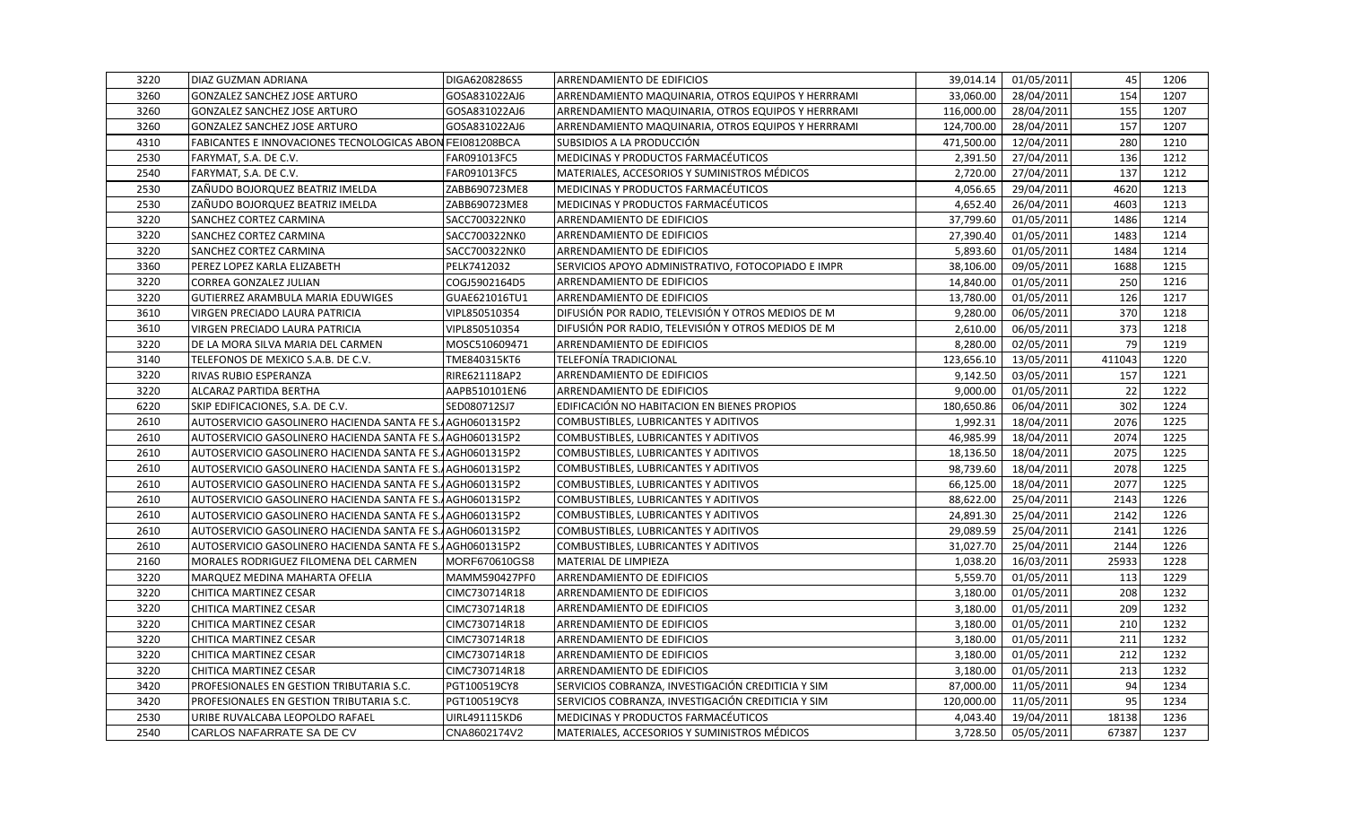| 3220 | DIAZ GUZMAN ADRIANA | DIGA6208286S5 | ARRENDAMIENTO DE EDIFICIOS | 39,014.14 | 01/05/2011 | 45 | 1206 |
|---|---|---|---|---|---|---|---|
| 3260 | GONZALEZ SANCHEZ JOSE ARTURO | GOSA831022AJ6 | ARRENDAMIENTO MAQUINARIA, OTROS EQUIPOS Y HERRRAMI | 33,060.00 | 28/04/2011 | 154 | 1207 |
| 3260 | GONZALEZ SANCHEZ JOSE ARTURO | GOSA831022AJ6 | ARRENDAMIENTO MAQUINARIA, OTROS EQUIPOS Y HERRRAMI | 116,000.00 | 28/04/2011 | 155 | 1207 |
| 3260 | GONZALEZ SANCHEZ JOSE ARTURO | GOSA831022AJ6 | ARRENDAMIENTO MAQUINARIA, OTROS EQUIPOS Y HERRRAMI | 124,700.00 | 28/04/2011 | 157 | 1207 |
| 4310 | FABICANTES E INNOVACIONES TECNOLOGICAS ABON | FEI081208BCA | SUBSIDIOS A LA PRODUCCIÓN | 471,500.00 | 12/04/2011 | 280 | 1210 |
| 2530 | FARYMAT, S.A. DE C.V. | FAR091013FC5 | MEDICINAS Y PRODUCTOS FARMACÉUTICOS | 2,391.50 | 27/04/2011 | 136 | 1212 |
| 2540 | FARYMAT, S.A. DE C.V. | FAR091013FC5 | MATERIALES, ACCESORIOS Y SUMINISTROS MÉDICOS | 2,720.00 | 27/04/2011 | 137 | 1212 |
| 2530 | ZAÑUDO BOJORQUEZ BEATRIZ IMELDA | ZABB690723ME8 | MEDICINAS Y PRODUCTOS FARMACÉUTICOS | 4,056.65 | 29/04/2011 | 4620 | 1213 |
| 2530 | ZAÑUDO BOJORQUEZ BEATRIZ IMELDA | ZABB690723ME8 | MEDICINAS Y PRODUCTOS FARMACÉUTICOS | 4,652.40 | 26/04/2011 | 4603 | 1213 |
| 3220 | SANCHEZ CORTEZ CARMINA | SACC700322NK0 | ARRENDAMIENTO DE EDIFICIOS | 37,799.60 | 01/05/2011 | 1486 | 1214 |
| 3220 | SANCHEZ CORTEZ CARMINA | SACC700322NK0 | ARRENDAMIENTO DE EDIFICIOS | 27,390.40 | 01/05/2011 | 1483 | 1214 |
| 3220 | SANCHEZ CORTEZ CARMINA | SACC700322NK0 | ARRENDAMIENTO DE EDIFICIOS | 5,893.60 | 01/05/2011 | 1484 | 1214 |
| 3360 | PEREZ LOPEZ KARLA ELIZABETH | PELK7412032 | SERVICIOS APOYO ADMINISTRATIVO, FOTOCOPIADO E IMPR | 38,106.00 | 09/05/2011 | 1688 | 1215 |
| 3220 | CORREA GONZALEZ JULIAN | COGJ5902164D5 | ARRENDAMIENTO DE EDIFICIOS | 14,840.00 | 01/05/2011 | 250 | 1216 |
| 3220 | GUTIERREZ ARAMBULA MARIA EDUWIGES | GUAE621016TU1 | ARRENDAMIENTO DE EDIFICIOS | 13,780.00 | 01/05/2011 | 126 | 1217 |
| 3610 | VIRGEN PRECIADO LAURA PATRICIA | VIPL850510354 | DIFUSIÓN POR RADIO, TELEVISIÓN Y OTROS MEDIOS DE M | 9,280.00 | 06/05/2011 | 370 | 1218 |
| 3610 | VIRGEN PRECIADO LAURA PATRICIA | VIPL850510354 | DIFUSIÓN POR RADIO, TELEVISIÓN Y OTROS MEDIOS DE M | 2,610.00 | 06/05/2011 | 373 | 1218 |
| 3220 | DE LA MORA SILVA MARIA DEL CARMEN | MOSC510609471 | ARRENDAMIENTO DE EDIFICIOS | 8,280.00 | 02/05/2011 | 79 | 1219 |
| 3140 | TELEFONOS DE MEXICO S.A.B. DE C.V. | TME840315KT6 | TELEFONÍA TRADICIONAL | 123,656.10 | 13/05/2011 | 411043 | 1220 |
| 3220 | RIVAS RUBIO ESPERANZA | RIRE621118AP2 | ARRENDAMIENTO DE EDIFICIOS | 9,142.50 | 03/05/2011 | 157 | 1221 |
| 3220 | ALCARAZ PARTIDA BERTHA | AAPB510101EN6 | ARRENDAMIENTO DE EDIFICIOS | 9,000.00 | 01/05/2011 | 22 | 1222 |
| 6220 | SKIP EDIFICACIONES, S.A. DE C.V. | SED080712SJ7 | EDIFICACIÓN NO HABITACION EN BIENES PROPIOS | 180,650.86 | 06/04/2011 | 302 | 1224 |
| 2610 | AUTOSERVICIO GASOLINERO HACIENDA SANTA FE S.A | AGH0601315P2 | COMBUSTIBLES, LUBRICANTES Y ADITIVOS | 1,992.31 | 18/04/2011 | 2076 | 1225 |
| 2610 | AUTOSERVICIO GASOLINERO HACIENDA SANTA FE S.A | AGH0601315P2 | COMBUSTIBLES, LUBRICANTES Y ADITIVOS | 46,985.99 | 18/04/2011 | 2074 | 1225 |
| 2610 | AUTOSERVICIO GASOLINERO HACIENDA SANTA FE S.A | AGH0601315P2 | COMBUSTIBLES, LUBRICANTES Y ADITIVOS | 18,136.50 | 18/04/2011 | 2075 | 1225 |
| 2610 | AUTOSERVICIO GASOLINERO HACIENDA SANTA FE S.A | AGH0601315P2 | COMBUSTIBLES, LUBRICANTES Y ADITIVOS | 98,739.60 | 18/04/2011 | 2078 | 1225 |
| 2610 | AUTOSERVICIO GASOLINERO HACIENDA SANTA FE S.A | AGH0601315P2 | COMBUSTIBLES, LUBRICANTES Y ADITIVOS | 66,125.00 | 18/04/2011 | 2077 | 1225 |
| 2610 | AUTOSERVICIO GASOLINERO HACIENDA SANTA FE S.A | AGH0601315P2 | COMBUSTIBLES, LUBRICANTES Y ADITIVOS | 88,622.00 | 25/04/2011 | 2143 | 1226 |
| 2610 | AUTOSERVICIO GASOLINERO HACIENDA SANTA FE S.A | AGH0601315P2 | COMBUSTIBLES, LUBRICANTES Y ADITIVOS | 24,891.30 | 25/04/2011 | 2142 | 1226 |
| 2610 | AUTOSERVICIO GASOLINERO HACIENDA SANTA FE S.A | AGH0601315P2 | COMBUSTIBLES, LUBRICANTES Y ADITIVOS | 29,089.59 | 25/04/2011 | 2141 | 1226 |
| 2610 | AUTOSERVICIO GASOLINERO HACIENDA SANTA FE S.A | AGH0601315P2 | COMBUSTIBLES, LUBRICANTES Y ADITIVOS | 31,027.70 | 25/04/2011 | 2144 | 1226 |
| 2160 | MORALES RODRIGUEZ FILOMENA DEL CARMEN | MORF670610GS8 | MATERIAL DE LIMPIEZA | 1,038.20 | 16/03/2011 | 25933 | 1228 |
| 3220 | MARQUEZ MEDINA MAHARTA OFELIA | MAMM590427PF0 | ARRENDAMIENTO DE EDIFICIOS | 5,559.70 | 01/05/2011 | 113 | 1229 |
| 3220 | CHITICA MARTINEZ CESAR | CIMC730714R18 | ARRENDAMIENTO DE EDIFICIOS | 3,180.00 | 01/05/2011 | 208 | 1232 |
| 3220 | CHITICA MARTINEZ CESAR | CIMC730714R18 | ARRENDAMIENTO DE EDIFICIOS | 3,180.00 | 01/05/2011 | 209 | 1232 |
| 3220 | CHITICA MARTINEZ CESAR | CIMC730714R18 | ARRENDAMIENTO DE EDIFICIOS | 3,180.00 | 01/05/2011 | 210 | 1232 |
| 3220 | CHITICA MARTINEZ CESAR | CIMC730714R18 | ARRENDAMIENTO DE EDIFICIOS | 3,180.00 | 01/05/2011 | 211 | 1232 |
| 3220 | CHITICA MARTINEZ CESAR | CIMC730714R18 | ARRENDAMIENTO DE EDIFICIOS | 3,180.00 | 01/05/2011 | 212 | 1232 |
| 3220 | CHITICA MARTINEZ CESAR | CIMC730714R18 | ARRENDAMIENTO DE EDIFICIOS | 3,180.00 | 01/05/2011 | 213 | 1232 |
| 3420 | PROFESIONALES EN GESTION TRIBUTARIA S.C. | PGT100519CY8 | SERVICIOS COBRANZA, INVESTIGACIÓN CREDITICIA Y SIM | 87,000.00 | 11/05/2011 | 94 | 1234 |
| 3420 | PROFESIONALES EN GESTION TRIBUTARIA S.C. | PGT100519CY8 | SERVICIOS COBRANZA, INVESTIGACIÓN CREDITICIA Y SIM | 120,000.00 | 11/05/2011 | 95 | 1234 |
| 2530 | URIBE RUVALCABA LEOPOLDO RAFAEL | UIRL491115KD6 | MEDICINAS Y PRODUCTOS FARMACÉUTICOS | 4,043.40 | 19/04/2011 | 18138 | 1236 |
| 2540 | CARLOS NAFARRATE SA DE CV | CNA8602174V2 | MATERIALES, ACCESORIOS Y SUMINISTROS MÉDICOS | 3,728.50 | 05/05/2011 | 67387 | 1237 |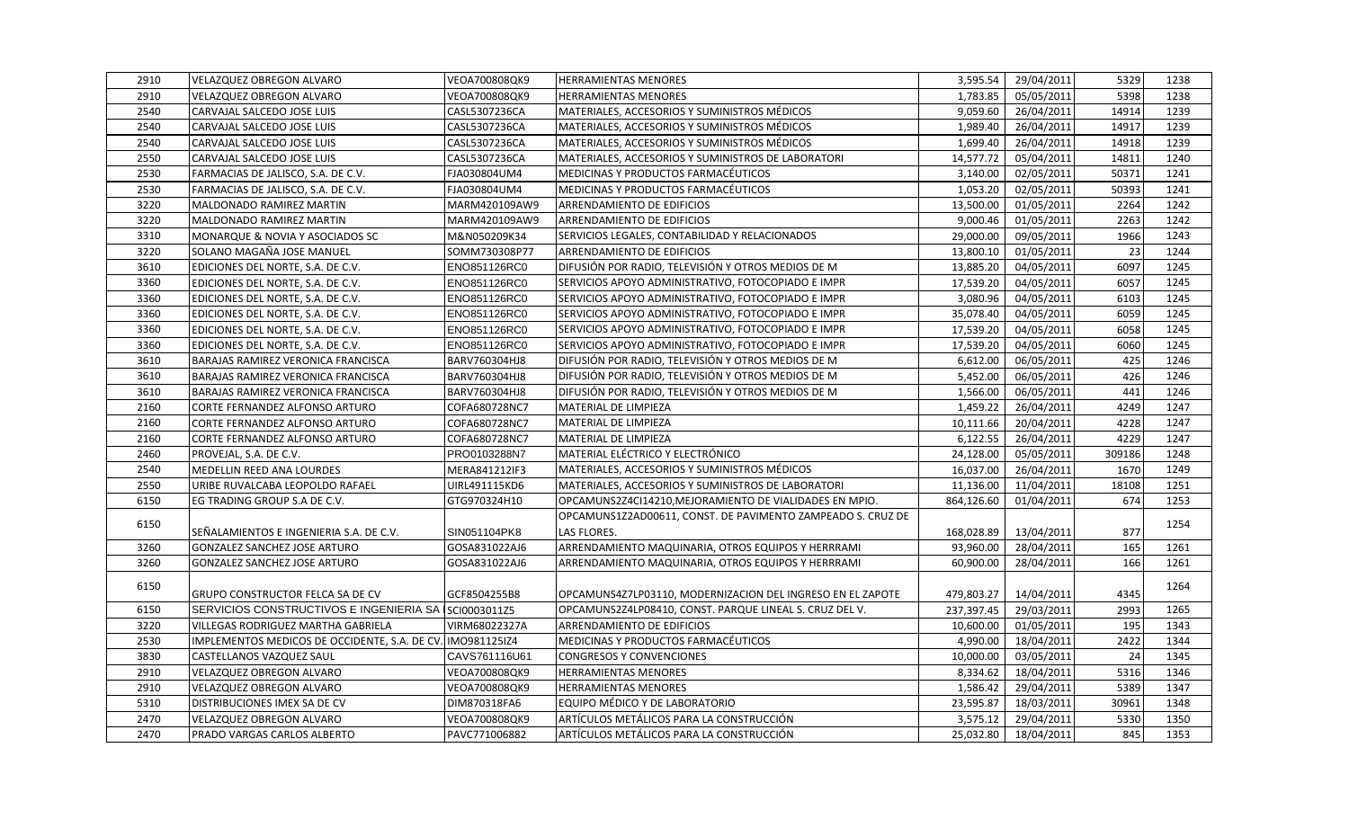| 2910 | VELAZQUEZ OBREGON ALVARO | VEOA700808QK9 | HERRAMIENTAS MENORES | 3,595.54 | 29/04/2011 | 5329 | 1238 |
|---|---|---|---|---|---|---|---|
| 2910 | VELAZQUEZ OBREGON ALVARO | VEOA700808QK9 | HERRAMIENTAS MENORES | 1,783.85 | 05/05/2011 | 5398 | 1238 |
| 2540 | CARVAJAL SALCEDO JOSE LUIS | CASL5307236CA | MATERIALES, ACCESORIOS Y SUMINISTROS MÉDICOS | 9,059.60 | 26/04/2011 | 14914 | 1239 |
| 2540 | CARVAJAL SALCEDO JOSE LUIS | CASL5307236CA | MATERIALES, ACCESORIOS Y SUMINISTROS MÉDICOS | 1,989.40 | 26/04/2011 | 14917 | 1239 |
| 2540 | CARVAJAL SALCEDO JOSE LUIS | CASL5307236CA | MATERIALES, ACCESORIOS Y SUMINISTROS MÉDICOS | 1,699.40 | 26/04/2011 | 14918 | 1239 |
| 2550 | CARVAJAL SALCEDO JOSE LUIS | CASL5307236CA | MATERIALES, ACCESORIOS Y SUMINISTROS DE LABORATORI | 14,577.72 | 05/04/2011 | 14811 | 1240 |
| 2530 | FARMACIAS DE JALISCO, S.A. DE C.V. | FJA030804UM4 | MEDICINAS Y PRODUCTOS FARMACÉUTICOS | 3,140.00 | 02/05/2011 | 50371 | 1241 |
| 2530 | FARMACIAS DE JALISCO, S.A. DE C.V. | FJA030804UM4 | MEDICINAS Y PRODUCTOS FARMACÉUTICOS | 1,053.20 | 02/05/2011 | 50393 | 1241 |
| 3220 | MALDONADO RAMIREZ MARTIN | MARM420109AW9 | ARRENDAMIENTO DE EDIFICIOS | 13,500.00 | 01/05/2011 | 2264 | 1242 |
| 3220 | MALDONADO RAMIREZ MARTIN | MARM420109AW9 | ARRENDAMIENTO DE EDIFICIOS | 9,000.46 | 01/05/2011 | 2263 | 1242 |
| 3310 | MONARQUE & NOVIA Y ASOCIADOS SC | M&N050209K34 | SERVICIOS LEGALES, CONTABILIDAD Y RELACIONADOS | 29,000.00 | 09/05/2011 | 1966 | 1243 |
| 3220 | SOLANO MAGAÑA JOSE MANUEL | SOMM730308P77 | ARRENDAMIENTO DE EDIFICIOS | 13,800.10 | 01/05/2011 | 23 | 1244 |
| 3610 | EDICIONES DEL NORTE, S.A. DE C.V. | ENO851126RC0 | DIFUSIÓN POR RADIO, TELEVISIÓN Y OTROS MEDIOS DE M | 13,885.20 | 04/05/2011 | 6097 | 1245 |
| 3360 | EDICIONES DEL NORTE, S.A. DE C.V. | ENO851126RC0 | SERVICIOS APOYO ADMINISTRATIVO, FOTOCOPIADO E IMPR | 17,539.20 | 04/05/2011 | 6057 | 1245 |
| 3360 | EDICIONES DEL NORTE, S.A. DE C.V. | ENO851126RC0 | SERVICIOS APOYO ADMINISTRATIVO, FOTOCOPIADO E IMPR | 3,080.96 | 04/05/2011 | 6103 | 1245 |
| 3360 | EDICIONES DEL NORTE, S.A. DE C.V. | ENO851126RC0 | SERVICIOS APOYO ADMINISTRATIVO, FOTOCOPIADO E IMPR | 35,078.40 | 04/05/2011 | 6059 | 1245 |
| 3360 | EDICIONES DEL NORTE, S.A. DE C.V. | ENO851126RC0 | SERVICIOS APOYO ADMINISTRATIVO, FOTOCOPIADO E IMPR | 17,539.20 | 04/05/2011 | 6058 | 1245 |
| 3360 | EDICIONES DEL NORTE, S.A. DE C.V. | ENO851126RC0 | SERVICIOS APOYO ADMINISTRATIVO, FOTOCOPIADO E IMPR | 17,539.20 | 04/05/2011 | 6060 | 1245 |
| 3610 | BARAJAS RAMIREZ VERONICA FRANCISCA | BARV760304HJ8 | DIFUSIÓN POR RADIO, TELEVISIÓN Y OTROS MEDIOS DE M | 6,612.00 | 06/05/2011 | 425 | 1246 |
| 3610 | BARAJAS RAMIREZ VERONICA FRANCISCA | BARV760304HJ8 | DIFUSIÓN POR RADIO, TELEVISIÓN Y OTROS MEDIOS DE M | 5,452.00 | 06/05/2011 | 426 | 1246 |
| 3610 | BARAJAS RAMIREZ VERONICA FRANCISCA | BARV760304HJ8 | DIFUSIÓN POR RADIO, TELEVISIÓN Y OTROS MEDIOS DE M | 1,566.00 | 06/05/2011 | 441 | 1246 |
| 2160 | CORTE FERNANDEZ ALFONSO ARTURO | COFA680728NC7 | MATERIAL DE LIMPIEZA | 1,459.22 | 26/04/2011 | 4249 | 1247 |
| 2160 | CORTE FERNANDEZ ALFONSO ARTURO | COFA680728NC7 | MATERIAL DE LIMPIEZA | 10,111.66 | 20/04/2011 | 4228 | 1247 |
| 2160 | CORTE FERNANDEZ ALFONSO ARTURO | COFA680728NC7 | MATERIAL DE LIMPIEZA | 6,122.55 | 26/04/2011 | 4229 | 1247 |
| 2460 | PROVEJAL, S.A. DE C.V. | PRO0103288N7 | MATERIAL ELÉCTRICO Y ELECTRÓNICO | 24,128.00 | 05/05/2011 | 309186 | 1248 |
| 2540 | MEDELLIN REED ANA LOURDES | MERA841212IF3 | MATERIALES, ACCESORIOS Y SUMINISTROS MÉDICOS | 16,037.00 | 26/04/2011 | 1670 | 1249 |
| 2550 | URIBE RUVALCABA LEOPOLDO RAFAEL | UIRL491115KD6 | MATERIALES, ACCESORIOS Y SUMINISTROS DE LABORATORI | 11,136.00 | 11/04/2011 | 18108 | 1251 |
| 6150 | EG TRADING GROUP S.A DE C.V. | GTG970324H10 | OPCAMUNS2Z4CI14210,MEJORAMIENTO DE VIALIDADES EN MPIO. | 864,126.60 | 01/04/2011 | 674 | 1253 |
| 6150 | SEÑALAMIENTOS E INGENIERIA S.A. DE C.V. | SIN051104PK8 | OPCAMUNS1Z2AD00611, CONST. DE PAVIMENTO ZAMPEADO S. CRUZ DE LAS FLORES. | 168,028.89 | 13/04/2011 | 877 | 1254 |
| 3260 | GONZALEZ SANCHEZ JOSE ARTURO | GOSA831022AJ6 | ARRENDAMIENTO MAQUINARIA, OTROS EQUIPOS Y HERRRAMI | 93,960.00 | 28/04/2011 | 165 | 1261 |
| 3260 | GONZALEZ SANCHEZ JOSE ARTURO | GOSA831022AJ6 | ARRENDAMIENTO MAQUINARIA, OTROS EQUIPOS Y HERRRAMI | 60,900.00 | 28/04/2011 | 166 | 1261 |
| 6150 | GRUPO CONSTRUCTOR FELCA SA DE CV | GCF8504255B8 | OPCAMUNS4Z7LP03110, MODERNIZACION DEL INGRESO EN EL ZAPOTE | 479,803.27 | 14/04/2011 | 4345 | 1264 |
| 6150 | SERVICIOS CONSTRUCTIVOS E INGENIERIA SA | SCI0003011Z5 | OPCAMUNS2Z4LP08410, CONST. PARQUE LINEAL S. CRUZ DEL V. | 237,397.45 | 29/03/2011 | 2993 | 1265 |
| 3220 | VILLEGAS RODRIGUEZ MARTHA GABRIELA | VIRM68022327A | ARRENDAMIENTO DE EDIFICIOS | 10,600.00 | 01/05/2011 | 195 | 1343 |
| 2530 | IMPLEMENTOS MEDICOS DE OCCIDENTE, S.A. DE CV. | IMO981125IZ4 | MEDICINAS Y PRODUCTOS FARMACÉUTICOS | 4,990.00 | 18/04/2011 | 2422 | 1344 |
| 3830 | CASTELLANOS VAZQUEZ SAUL | CAVS761116U61 | CONGRESOS Y CONVENCIONES | 10,000.00 | 03/05/2011 | 24 | 1345 |
| 2910 | VELAZQUEZ OBREGON ALVARO | VEOA700808QK9 | HERRAMIENTAS MENORES | 8,334.62 | 18/04/2011 | 5316 | 1346 |
| 2910 | VELAZQUEZ OBREGON ALVARO | VEOA700808QK9 | HERRAMIENTAS MENORES | 1,586.42 | 29/04/2011 | 5389 | 1347 |
| 5310 | DISTRIBUCIONES IMEX SA DE CV | DIM870318FA6 | EQUIPO MÉDICO Y DE LABORATORIO | 23,595.87 | 18/03/2011 | 30961 | 1348 |
| 2470 | VELAZQUEZ OBREGON ALVARO | VEOA700808QK9 | ARTÍCULOS METÁLICOS PARA LA CONSTRUCCIÓN | 3,575.12 | 29/04/2011 | 5330 | 1350 |
| 2470 | PRADO VARGAS CARLOS ALBERTO | PAVC771006882 | ARTÍCULOS METÁLICOS PARA LA CONSTRUCCIÓN | 25,032.80 | 18/04/2011 | 845 | 1353 |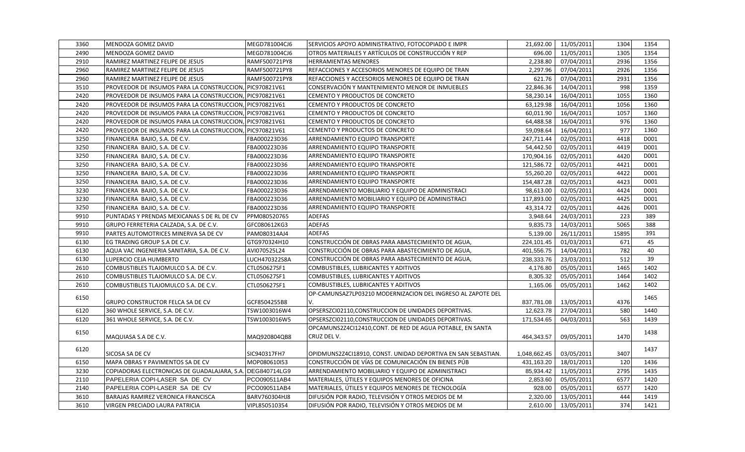| 3360 | MENDOZA GOMEZ DAVID | MEGD781004CJ6 | SERVICIOS APOYO ADMINISTRATIVO, FOTOCOPIADO E IMPR | 21,692.00 | 11/05/2011 | 1304 | 1354 |
|---|---|---|---|---|---|---|---|
| 2490 | MENDOZA GOMEZ DAVID | MEGD781004CJ6 | OTROS MATERIALES Y ARTÍCULOS DE CONSTRUCCIÓN Y REP | 696.00 | 11/05/2011 | 1305 | 1354 |
| 2910 | RAMIREZ MARTINEZ FELIPE DE JESUS | RAMF500721PY8 | HERRAMIENTAS MENORES | 2,238.80 | 07/04/2011 | 2936 | 1356 |
| 2960 | RAMIREZ MARTINEZ FELIPE DE JESUS | RAMF500721PY8 | REFACCIONES Y ACCESORIOS MENORES DE EQUIPO DE TRAN | 2,297.96 | 07/04/2011 | 2926 | 1356 |
| 2960 | RAMIREZ MARTINEZ FELIPE DE JESUS | RAMF500721PY8 | REFACCIONES Y ACCESORIOS MENORES DE EQUIPO DE TRAN | 621.76 | 07/04/2011 | 2931 | 1356 |
| 3510 | PROVEEDOR DE INSUMOS PARA LA CONSTRUCCION, | PIC970821V61 | CONSERVACIÓN Y MANTENIMIENTO MENOR DE INMUEBLES | 22,846.36 | 14/04/2011 | 998 | 1359 |
| 2420 | PROVEEDOR DE INSUMOS PARA LA CONSTRUCCION, | PIC970821V61 | CEMENTO Y PRODUCTOS DE CONCRETO | 58,230.14 | 16/04/2011 | 1055 | 1360 |
| 2420 | PROVEEDOR DE INSUMOS PARA LA CONSTRUCCION, | PIC970821V61 | CEMENTO Y PRODUCTOS DE CONCRETO | 63,129.98 | 16/04/2011 | 1056 | 1360 |
| 2420 | PROVEEDOR DE INSUMOS PARA LA CONSTRUCCION, | PIC970821V61 | CEMENTO Y PRODUCTOS DE CONCRETO | 60,011.90 | 16/04/2011 | 1057 | 1360 |
| 2420 | PROVEEDOR DE INSUMOS PARA LA CONSTRUCCION, | PIC970821V61 | CEMENTO Y PRODUCTOS DE CONCRETO | 64,488.58 | 16/04/2011 | 976 | 1360 |
| 2420 | PROVEEDOR DE INSUMOS PARA LA CONSTRUCCION, | PIC970821V61 | CEMENTO Y PRODUCTOS DE CONCRETO | 59,098.64 | 16/04/2011 | 977 | 1360 |
| 3250 | FINANCIERA BAJIO, S.A. DE C.V. | FBA000223D36 | ARRENDAMIENTO EQUIPO TRANSPORTE | 247,711.44 | 02/05/2011 | 4418 | D001 |
| 3250 | FINANCIERA BAJIO, S.A. DE C.V. | FBA000223D36 | ARRENDAMIENTO EQUIPO TRANSPORTE | 54,442.50 | 02/05/2011 | 4419 | D001 |
| 3250 | FINANCIERA BAJIO, S.A. DE C.V. | FBA000223D36 | ARRENDAMIENTO EQUIPO TRANSPORTE | 170,904.16 | 02/05/2011 | 4420 | D001 |
| 3250 | FINANCIERA BAJIO, S.A. DE C.V. | FBA000223D36 | ARRENDAMIENTO EQUIPO TRANSPORTE | 121,586.72 | 02/05/2011 | 4421 | D001 |
| 3250 | FINANCIERA BAJIO, S.A. DE C.V. | FBA000223D36 | ARRENDAMIENTO EQUIPO TRANSPORTE | 55,260.20 | 02/05/2011 | 4422 | D001 |
| 3250 | FINANCIERA BAJIO, S.A. DE C.V. | FBA000223D36 | ARRENDAMIENTO EQUIPO TRANSPORTE | 154,487.28 | 02/05/2011 | 4423 | D001 |
| 3230 | FINANCIERA BAJIO, S.A. DE C.V. | FBA000223D36 | ARRENDAMIENTO MOBILIARIO Y EQUIPO DE ADMINISTRACI | 98,613.00 | 02/05/2011 | 4424 | D001 |
| 3230 | FINANCIERA BAJIO, S.A. DE C.V. | FBA000223D36 | ARRENDAMIENTO MOBILIARIO Y EQUIPO DE ADMINISTRACI | 117,893.00 | 02/05/2011 | 4425 | D001 |
| 3250 | FINANCIERA BAJIO, S.A. DE C.V. | FBA000223D36 | ARRENDAMIENTO EQUIPO TRANSPORTE | 43,314.72 | 02/05/2011 | 4426 | D001 |
| 9910 | PUNTADAS Y PRENDAS MEXICANAS S DE RL DE CV | PPM080520765 | ADEFAS | 3,948.64 | 24/03/2011 | 223 | 389 |
| 9910 | GRUPO FERRETERIA CALZADA, S.A. DE C.V. | GFC080612KG3 | ADEFAS | 9,835.73 | 14/03/2011 | 5065 | 388 |
| 9910 | PARTES AUTOMOTRICES MINERVA SA DE CV | PAM080314AJ4 | ADEFAS | 5,139.00 | 26/11/2011 | 15895 | 391 |
| 6130 | EG TRADING GROUP S.A DE C.V. | GTG970324H10 | CONSTRUCCIÓN DE OBRAS PARA ABASTECIMIENTO DE AGUA, | 224,101.45 | 01/03/2011 | 671 | 45 |
| 6130 | AQUA VAC INGENIERIA SANITARIA, S.A. DE C.V. | AVI070525L24 | CONSTRUCCIÓN DE OBRAS PARA ABASTECIMIENTO DE AGUA, | 401,556.75 | 14/04/2011 | 782 | 40 |
| 6130 | LUPERCIO CEJA HUMBERTO | LUCH470322S8A | CONSTRUCCIÓN DE OBRAS PARA ABASTECIMIENTO DE AGUA, | 238,333.76 | 23/03/2011 | 512 | 39 |
| 2610 | COMBUSTIBLES TLAJOMULCO S.A. DE C.V. | CTL050627SF1 | COMBUSTIBLES, LUBRICANTES Y ADITIVOS | 4,176.80 | 05/05/2011 | 1465 | 1402 |
| 2610 | COMBUSTIBLES TLAJOMULCO S.A. DE C.V. | CTL050627SF1 | COMBUSTIBLES, LUBRICANTES Y ADITIVOS | 8,305.32 | 05/05/2011 | 1464 | 1402 |
| 2610 | COMBUSTIBLES TLAJOMULCO S.A. DE C.V. | CTL050627SF1 | COMBUSTIBLES, LUBRICANTES Y ADITIVOS | 1,165.06 | 05/05/2011 | 1462 | 1402 |
| 6150 | GRUPO CONSTRUCTOR FELCA SA DE CV | GCF8504255B8 | OP-CAMUNSAZ7LP03210 MODERNIZACION DEL INGRESO AL ZAPOTE DEL V. | 837,781.08 | 13/05/2011 | 4376 | 1465 |
| 6120 | 360 WHOLE SERVICE, S.A. DE C.V. | TSW1003016W4 | OPSERSZCI02110,CONSTRUCCION DE UNIDADES DEPORTIVAS. | 12,623.78 | 27/04/2011 | 580 | 1440 |
| 6120 | 361 WHOLE SERVICE, S.A. DE C.V. | TSW1003016W5 | OPSERSZCI02110,CONSTRUCCION DE UNIDADES DEPORTIVAS. | 171,534.65 | 04/03/2011 | 563 | 1439 |
| 6150 | MAQUIASA S.A DE C.V. | MAQ920804QB8 | OPCAMUNS2Z4CI12410,CONT. DE RED DE AGUA POTABLE, EN SANTA CRUZ DEL V. | 464,343.57 | 09/05/2011 | 1470 | 1438 |
| 6120 | SICOSA SA DE CV | SIC940317FH7 | OPIDMUNS2Z4CI18910, CONST. UNIDAD DEPORTIVA EN SAN SEBASTIAN. | 1,048,662.45 | 03/05/2011 | 3407 | 1437 |
| 6150 | MAPA OBRAS Y PAVIMENTOS SA DE CV | MOP080610I53 | CONSTRUCCIÓN DE VÍAS DE COMUNICACIÓN EN BIENES PÚB | 431,163.20 | 18/01/2011 | 120 | 1436 |
| 3230 | COPIADORAS ELECTRONICAS DE GUADALAJARA, S.A. | DEG840714LG9 | ARRENDAMIENTO MOBILIARIO Y EQUIPO DE ADMINISTRACI | 85,934.42 | 11/05/2011 | 2795 | 1435 |
| 2110 | PAPELERIA COPI-LASER SA DE CV | PCO090511AB4 | MATERIALES, ÚTILES Y EQUIPOS MENORES DE OFICINA | 2,853.60 | 05/05/2011 | 6577 | 1420 |
| 2140 | PAPELERIA COPI-LASER SA DE CV | PCO090511AB4 | MATERIALES, ÚTILES Y EQUIPOS MENORES DE TECNOLOGÍA | 928.00 | 05/05/2011 | 6577 | 1420 |
| 3610 | BARAJAS RAMIREZ VERONICA FRANCISCA | BARV760304HJ8 | DIFUSIÓN POR RADIO, TELEVISIÓN Y OTROS MEDIOS DE M | 2,320.00 | 13/05/2011 | 444 | 1419 |
| 3610 | VIRGEN PRECIADO LAURA PATRICIA | VIPL850510354 | DIFUSIÓN POR RADIO, TELEVISIÓN Y OTROS MEDIOS DE M | 2,610.00 | 13/05/2011 | 374 | 1421 |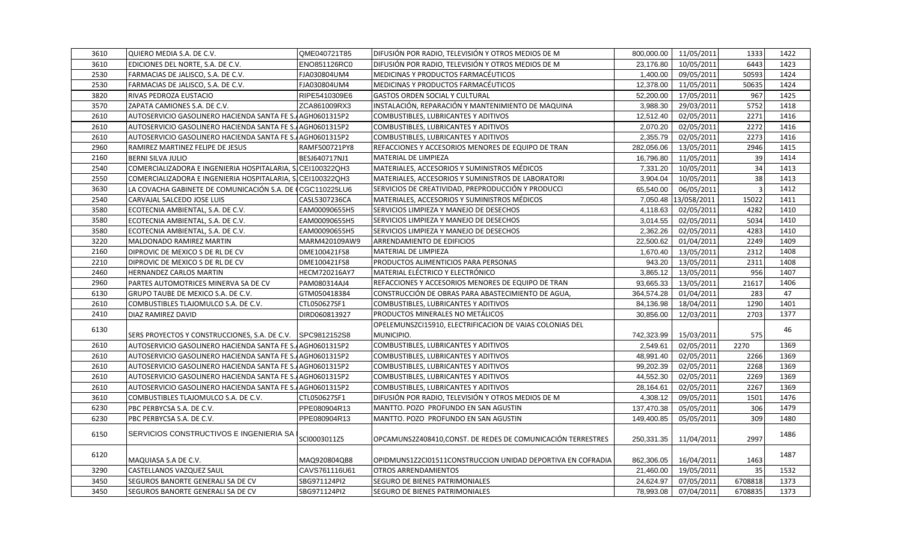| | | | | | | | |
|---|---|---|---|---|---|---|---|
| 3610 | QUIERO MEDIA S.A. DE C.V. | QME040721T85 | DIFUSIÓN POR RADIO, TELEVISIÓN Y OTROS MEDIOS DE M | 800,000.00 | 11/05/2011 | 1333 | 1422 |
| 3610 | EDICIONES DEL NORTE, S.A. DE C.V. | ENO851126RC0 | DIFUSIÓN POR RADIO, TELEVISIÓN Y OTROS MEDIOS DE M | 23,176.80 | 10/05/2011 | 6443 | 1423 |
| 2530 | FARMACIAS DE JALISCO, S.A. DE C.V. | FJA030804UM4 | MEDICINAS Y PRODUCTOS FARMACÉUTICOS | 1,400.00 | 09/05/2011 | 50593 | 1424 |
| 2530 | FARMACIAS DE JALISCO, S.A. DE C.V. | FJA030804UM4 | MEDICINAS Y PRODUCTOS FARMACÉUTICOS | 12,378.00 | 11/05/2011 | 50635 | 1424 |
| 3820 | RIVAS PEDROZA EUSTACIO | RIPE5410309E6 | GASTOS ORDEN SOCIAL Y CULTURAL | 52,200.00 | 17/05/2011 | 967 | 1425 |
| 3570 | ZAPATA CAMIONES S.A. DE C.V. | ZCA861009RX3 | INSTALACIÓN, REPARACIÓN Y MANTENIMIENTO DE MAQUINA | 3,988.30 | 29/03/2011 | 5752 | 1418 |
| 2610 | AUTOSERVICIO GASOLINERO HACIENDA SANTA FE S.A | AGH0601315P2 | COMBUSTIBLES, LUBRICANTES Y ADITIVOS | 12,512.40 | 02/05/2011 | 2271 | 1416 |
| 2610 | AUTOSERVICIO GASOLINERO HACIENDA SANTA FE S.A | AGH0601315P2 | COMBUSTIBLES, LUBRICANTES Y ADITIVOS | 2,070.20 | 02/05/2011 | 2272 | 1416 |
| 2610 | AUTOSERVICIO GASOLINERO HACIENDA SANTA FE S.A | AGH0601315P2 | COMBUSTIBLES, LUBRICANTES Y ADITIVOS | 2,355.79 | 02/05/2011 | 2273 | 1416 |
| 2960 | RAMIREZ MARTINEZ FELIPE DE JESUS | RAMF500721PY8 | REFACCIONES Y ACCESORIOS MENORES DE EQUIPO DE TRAN | 282,056.06 | 13/05/2011 | 2946 | 1415 |
| 2160 | BERNI SILVA JULIO | BESJ640717NJ1 | MATERIAL DE LIMPIEZA | 16,796.80 | 11/05/2011 | 39 | 1414 |
| 2540 | COMERCIALIZADORA E INGENIERIA HOSPITALARIA, S | CEI100322QH3 | MATERIALES, ACCESORIOS Y SUMINISTROS MÉDICOS | 7,331.20 | 10/05/2011 | 34 | 1413 |
| 2550 | COMERCIALIZADORA E INGENIERIA HOSPITALARIA, S | CEI100322QH3 | MATERIALES, ACCESORIOS Y SUMINISTROS DE LABORATORI | 3,904.04 | 10/05/2011 | 38 | 1413 |
| 3630 | LA COVACHA GABINETE DE COMUNICACIÓN S.A. DE C | CGC110225LU6 | SERVICIOS DE CREATIVIDAD, PREPRODUCCIÓN Y PRODUCCI | 65,540.00 | 06/05/2011 | 3 | 1412 |
| 2540 | CARVAJAL SALCEDO JOSE LUIS | CASL5307236CA | MATERIALES, ACCESORIOS Y SUMINISTROS MÉDICOS | 7,050.48 | 13/058/2011 | 15022 | 1411 |
| 3580 | ECOTECNIA AMBIENTAL, S.A. DE C.V. | EAM00090655H5 | SERVICIOS LIMPIEZA Y MANEJO DE DESECHOS | 4,118.63 | 02/05/2011 | 4282 | 1410 |
| 3580 | ECOTECNIA AMBIENTAL, S.A. DE C.V. | EAM00090655H5 | SERVICIOS LIMPIEZA Y MANEJO DE DESECHOS | 3,014.55 | 02/05/2011 | 5034 | 1410 |
| 3580 | ECOTECNIA AMBIENTAL, S.A. DE C.V. | EAM00090655H5 | SERVICIOS LIMPIEZA Y MANEJO DE DESECHOS | 2,362.26 | 02/05/2011 | 4283 | 1410 |
| 3220 | MALDONADO RAMIREZ MARTIN | MARM420109AW9 | ARRENDAMIENTO DE EDIFICIOS | 22,500.62 | 01/04/2011 | 2249 | 1409 |
| 2160 | DIPROVIC DE MEXICO S DE RL DE CV | DME100421FS8 | MATERIAL DE LIMPIEZA | 1,670.40 | 13/05/2011 | 2312 | 1408 |
| 2210 | DIPROVIC DE MEXICO S DE RL DE CV | DME100421FS8 | PRODUCTOS ALIMENTICIOS PARA PERSONAS | 943.20 | 13/05/2011 | 2311 | 1408 |
| 2460 | HERNANDEZ CARLOS MARTIN | HECM720216AY7 | MATERIAL ELÉCTRICO Y ELECTRÓNICO | 3,865.12 | 13/05/2011 | 956 | 1407 |
| 2960 | PARTES AUTOMOTRICES MINERVA SA DE CV | PAM080314AJ4 | REFACCIONES Y ACCESORIOS MENORES DE EQUIPO DE TRAN | 93,665.33 | 13/05/2011 | 21617 | 1406 |
| 6130 | GRUPO TAUBE DE MEXICO S.A. DE C.V. | GTM050418384 | CONSTRUCCIÓN DE OBRAS PARA ABASTECIMIENTO DE AGUA, | 364,574.28 | 01/04/2011 | 283 | 47 |
| 2610 | COMBUSTIBLES TLAJOMULCO S.A. DE C.V. | CTL050627SF1 | COMBUSTIBLES, LUBRICANTES Y ADITIVOS | 84,136.98 | 18/04/2011 | 1290 | 1401 |
| 2410 | DIAZ RAMIREZ DAVID | DIRD060813927 | PRODUCTOS MINERALES NO METÁLICOS | 30,856.00 | 12/03/2011 | 2703 | 1377 |
| 6130 | SERS PROYECTOS Y CONSTRUCCIONES, S.A. DE C.V. | SPC9812152S8 | OPELEMUNSZCI15910, ELECTRIFICACION DE VAIAS COLONIAS DEL MUNICIPIO. | 742,323.99 | 15/03/2011 | 575 | 46 |
| 2610 | AUTOSERVICIO GASOLINERO HACIENDA SANTA FE S.A | AGH0601315P2 | COMBUSTIBLES, LUBRICANTES Y ADITIVOS | 2,549.61 | 02/05/2011 | 2270 | 1369 |
| 2610 | AUTOSERVICIO GASOLINERO HACIENDA SANTA FE S.A | AGH0601315P2 | COMBUSTIBLES, LUBRICANTES Y ADITIVOS | 48,991.40 | 02/05/2011 | 2266 | 1369 |
| 2610 | AUTOSERVICIO GASOLINERO HACIENDA SANTA FE S.A | AGH0601315P2 | COMBUSTIBLES, LUBRICANTES Y ADITIVOS | 99,202.39 | 02/05/2011 | 2268 | 1369 |
| 2610 | AUTOSERVICIO GASOLINERO HACIENDA SANTA FE S.A | AGH0601315P2 | COMBUSTIBLES, LUBRICANTES Y ADITIVOS | 44,552.30 | 02/05/2011 | 2269 | 1369 |
| 2610 | AUTOSERVICIO GASOLINERO HACIENDA SANTA FE S.A | AGH0601315P2 | COMBUSTIBLES, LUBRICANTES Y ADITIVOS | 28,164.61 | 02/05/2011 | 2267 | 1369 |
| 3610 | COMBUSTIBLES TLAJOMULCO S.A. DE C.V. | CTL050627SF1 | DIFUSIÓN POR RADIO, TELEVISIÓN Y OTROS MEDIOS DE M | 4,308.12 | 09/05/2011 | 1501 | 1476 |
| 6230 | PBC PERBYCSA S.A. DE C.V. | PPE080904R13 | MANTTO. POZO PROFUNDO EN SAN AGUSTIN | 137,470.38 | 05/05/2011 | 306 | 1479 |
| 6230 | PBC PERBYCSA S.A. DE C.V. | PPE080904R13 | MANTTO. POZO PROFUNDO EN SAN AGUSTIN | 149,400.85 | 05/05/2011 | 309 | 1480 |
| 6150 | SERVICIOS CONSTRUCTIVOS E INGENIERIA SA | SCI0003011Z5 | OPCAMUNS2Z408410,CONST. DE REDES DE COMUNICACIÓN TERRESTRES | 250,331.35 | 11/04/2011 | 2997 | 1486 |
| 6120 | MAQUIASA S.A DE C.V. | MAQ920804QB8 | OPIDMUNS1Z2CI01511CONSTRUCCION UNIDAD DEPORTIVA EN COFRADIA | 862,306.05 | 16/04/2011 | 1463 | 1487 |
| 3290 | CASTELLANOS VAZQUEZ SAUL | CAVS761116U61 | OTROS ARRENDAMIENTOS | 21,460.00 | 19/05/2011 | 35 | 1532 |
| 3450 | SEGUROS BANORTE GENERALI SA DE CV | SBG971124PI2 | SEGURO DE BIENES PATRIMONIALES | 24,624.97 | 07/05/2011 | 6708818 | 1373 |
| 3450 | SEGUROS BANORTE GENERALI SA DE CV | SBG971124PI2 | SEGURO DE BIENES PATRIMONIALES | 78,993.08 | 07/04/2011 | 6708835 | 1373 |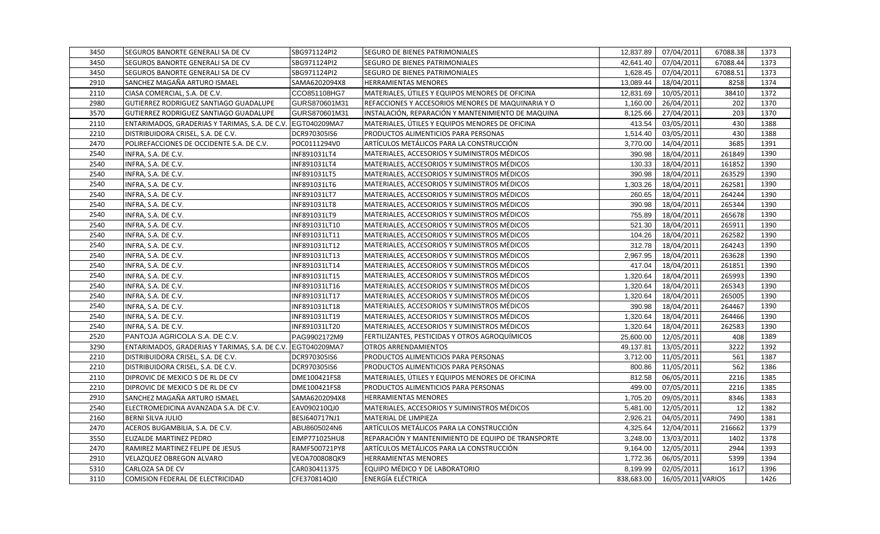| | | | | | | | |
|---|---|---|---|---|---|---|---|
| 3450 | SEGUROS BANORTE GENERALI SA DE CV | SBG971124PI2 | SEGURO DE BIENES PATRIMONIALES | 12,837.89 | 07/04/2011 | 67088.38 | 1373 |
| 3450 | SEGUROS BANORTE GENERALI SA DE CV | SBG971124PI2 | SEGURO DE BIENES PATRIMONIALES | 42,641.40 | 07/04/2011 | 67088.44 | 1373 |
| 3450 | SEGUROS BANORTE GENERALI SA DE CV | SBG971124PI2 | SEGURO DE BIENES PATRIMONIALES | 1,628.45 | 07/04/2011 | 67088.51 | 1373 |
| 2910 | SANCHEZ MAGAÑA ARTURO ISMAEL | SAMA6202094X8 | HERRAMIENTAS MENORES | 13,089.44 | 18/04/2011 | 8258 | 1374 |
| 2110 | CIASA COMERCIAL, S.A. DE C.V. | CCO851108HG7 | MATERIALES, ÚTILES Y EQUIPOS MENORES DE OFICINA | 12,831.69 | 10/05/2011 | 38410 | 1372 |
| 2980 | GUTIERREZ RODRIGUEZ SANTIAGO GUADALUPE | GURS870601M31 | REFACCIONES Y ACCESORIOS MENORES DE MAQUINARIA Y O | 1,160.00 | 26/04/2011 | 202 | 1370 |
| 3570 | GUTIERREZ RODRIGUEZ SANTIAGO GUADALUPE | GURS870601M31 | INSTALACIÓN, REPARACIÓN Y MANTENIMIENTO DE MAQUINA | 8,125.66 | 27/04/2011 | 203 | 1370 |
| 2110 | ENTARIMADOS, GRADERIAS Y TARIMAS, S.A. DE C.V. | EGT040209MA7 | MATERIALES, ÚTILES Y EQUIPOS MENORES DE OFICINA | 413.54 | 03/05/2011 | 430 | 1388 |
| 2210 | DISTRIBUIDORA CRISEL, S.A. DE C.V. | DCR970305IS6 | PRODUCTOS ALIMENTICIOS PARA PERSONAS | 1,514.40 | 03/05/2011 | 430 | 1388 |
| 2470 | POLIREFACCIONES DE OCCIDENTE S.A. DE C.V. | POC0111294V0 | ARTÍCULOS METÁLICOS PARA LA CONSTRUCCIÓN | 3,770.00 | 14/04/2011 | 3685 | 1391 |
| 2540 | INFRA, S.A. DE C.V. | INF891031LT4 | MATERIALES, ACCESORIOS Y SUMINISTROS MÉDICOS | 390.98 | 18/04/2011 | 261849 | 1390 |
| 2540 | INFRA, S.A. DE C.V. | INF891031LT4 | MATERIALES, ACCESORIOS Y SUMINISTROS MÉDICOS | 130.33 | 18/04/2011 | 161852 | 1390 |
| 2540 | INFRA, S.A. DE C.V. | INF891031LT5 | MATERIALES, ACCESORIOS Y SUMINISTROS MÉDICOS | 390.98 | 18/04/2011 | 263529 | 1390 |
| 2540 | INFRA, S.A. DE C.V. | INF891031LT6 | MATERIALES, ACCESORIOS Y SUMINISTROS MÉDICOS | 1,303.26 | 18/04/2011 | 262581 | 1390 |
| 2540 | INFRA, S.A. DE C.V. | INF891031LT7 | MATERIALES, ACCESORIOS Y SUMINISTROS MÉDICOS | 260.65 | 18/04/2011 | 264244 | 1390 |
| 2540 | INFRA, S.A. DE C.V. | INF891031LT8 | MATERIALES, ACCESORIOS Y SUMINISTROS MÉDICOS | 390.98 | 18/04/2011 | 265344 | 1390 |
| 2540 | INFRA, S.A. DE C.V. | INF891031LT9 | MATERIALES, ACCESORIOS Y SUMINISTROS MÉDICOS | 755.89 | 18/04/2011 | 265678 | 1390 |
| 2540 | INFRA, S.A. DE C.V. | INF891031LT10 | MATERIALES, ACCESORIOS Y SUMINISTROS MÉDICOS | 521.30 | 18/04/2011 | 265911 | 1390 |
| 2540 | INFRA, S.A. DE C.V. | INF891031LT11 | MATERIALES, ACCESORIOS Y SUMINISTROS MÉDICOS | 104.26 | 18/04/2011 | 262582 | 1390 |
| 2540 | INFRA, S.A. DE C.V. | INF891031LT12 | MATERIALES, ACCESORIOS Y SUMINISTROS MÉDICOS | 312.78 | 18/04/2011 | 264243 | 1390 |
| 2540 | INFRA, S.A. DE C.V. | INF891031LT13 | MATERIALES, ACCESORIOS Y SUMINISTROS MÉDICOS | 2,967.95 | 18/04/2011 | 263628 | 1390 |
| 2540 | INFRA, S.A. DE C.V. | INF891031LT14 | MATERIALES, ACCESORIOS Y SUMINISTROS MÉDICOS | 417.04 | 18/04/2011 | 261851 | 1390 |
| 2540 | INFRA, S.A. DE C.V. | INF891031LT15 | MATERIALES, ACCESORIOS Y SUMINISTROS MÉDICOS | 1,320.64 | 18/04/2011 | 265993 | 1390 |
| 2540 | INFRA, S.A. DE C.V. | INF891031LT16 | MATERIALES, ACCESORIOS Y SUMINISTROS MÉDICOS | 1,320.64 | 18/04/2011 | 265343 | 1390 |
| 2540 | INFRA, S.A. DE C.V. | INF891031LT17 | MATERIALES, ACCESORIOS Y SUMINISTROS MÉDICOS | 1,320.64 | 18/04/2011 | 265005 | 1390 |
| 2540 | INFRA, S.A. DE C.V. | INF891031LT18 | MATERIALES, ACCESORIOS Y SUMINISTROS MÉDICOS | 390.98 | 18/04/2011 | 264467 | 1390 |
| 2540 | INFRA, S.A. DE C.V. | INF891031LT19 | MATERIALES, ACCESORIOS Y SUMINISTROS MÉDICOS | 1,320.64 | 18/04/2011 | 264466 | 1390 |
| 2540 | INFRA, S.A. DE C.V. | INF891031LT20 | MATERIALES, ACCESORIOS Y SUMINISTROS MÉDICOS | 1,320.64 | 18/04/2011 | 262583 | 1390 |
| 2520 | PANTOJA AGRICOLA S.A. DE C.V. | PAG9902172M9 | FERTILIZANTES, PESTICIDAS Y OTROS AGROQUÍMICOS | 25,600.00 | 12/05/2011 | 408 | 1389 |
| 3290 | ENTARIMADOS, GRADERIAS Y TARIMAS, S.A. DE C.V. | EGT040209MA7 | OTROS ARRENDAMIENTOS | 49,137.81 | 13/05/2011 | 3222 | 1392 |
| 2210 | DISTRIBUIDORA CRISEL, S.A. DE C.V. | DCR970305IS6 | PRODUCTOS ALIMENTICIOS PARA PERSONAS | 3,712.00 | 11/05/2011 | 561 | 1387 |
| 2210 | DISTRIBUIDORA CRISEL, S.A. DE C.V. | DCR970305IS6 | PRODUCTOS ALIMENTICIOS PARA PERSONAS | 800.86 | 11/05/2011 | 562 | 1386 |
| 2110 | DIPROVIC DE MEXICO S DE RL DE CV | DME100421FS8 | MATERIALES, ÚTILES Y EQUIPOS MENORES DE OFICINA | 812.58 | 06/05/2011 | 2216 | 1385 |
| 2210 | DIPROVIC DE MEXICO S DE RL DE CV | DME100421FS8 | PRODUCTOS ALIMENTICIOS PARA PERSONAS | 499.00 | 07/05/2011 | 2216 | 1385 |
| 2910 | SANCHEZ MAGAÑA ARTURO ISMAEL | SAMA6202094X8 | HERRAMIENTAS MENORES | 1,705.20 | 09/05/2011 | 8346 | 1383 |
| 2540 | ELECTROMEDICINA AVANZADA S.A. DE C.V. | EAV090210QJ0 | MATERIALES, ACCESORIOS Y SUMINISTROS MÉDICOS | 5,481.00 | 12/05/2011 | 12 | 1382 |
| 2160 | BERNI SILVA JULIO | BESJ640717NJ1 | MATERIAL DE LIMPIEZA | 2,926.21 | 04/05/2011 | 7490 | 1381 |
| 2470 | ACEROS BUGAMBILIA, S.A. DE C.V. | ABU8605024N6 | ARTÍCULOS METÁLICOS PARA LA CONSTRUCCIÓN | 4,325.64 | 12/04/2011 | 216662 | 1379 |
| 3550 | ELIZALDE MARTINEZ PEDRO | EIMP771025HU8 | REPARACIÓN Y MANTENIMIENTO DE EQUIPO DE TRANSPORTE | 3,248.00 | 13/03/2011 | 1402 | 1378 |
| 2470 | RAMIREZ MARTINEZ FELIPE DE JESUS | RAMF500721PY8 | ARTÍCULOS METÁLICOS PARA LA CONSTRUCCIÓN | 9,164.00 | 12/05/2011 | 2944 | 1393 |
| 2910 | VELAZQUEZ OBREGON ALVARO | VEOA700808QK9 | HERRAMIENTAS MENORES | 1,772.36 | 06/05/2011 | 5399 | 1394 |
| 5310 | CARLOZA SA DE CV | CAR030411375 | EQUIPO MÉDICO Y DE LABORATORIO | 8,199.99 | 02/05/2011 | 1617 | 1396 |
| 3110 | COMISION FEDERAL DE ELECTRICIDAD | CFE370814QI0 | ENERGÍA ELÉCTRICA | 838,683.00 | 16/05/2011 | VARIOS | 1426 |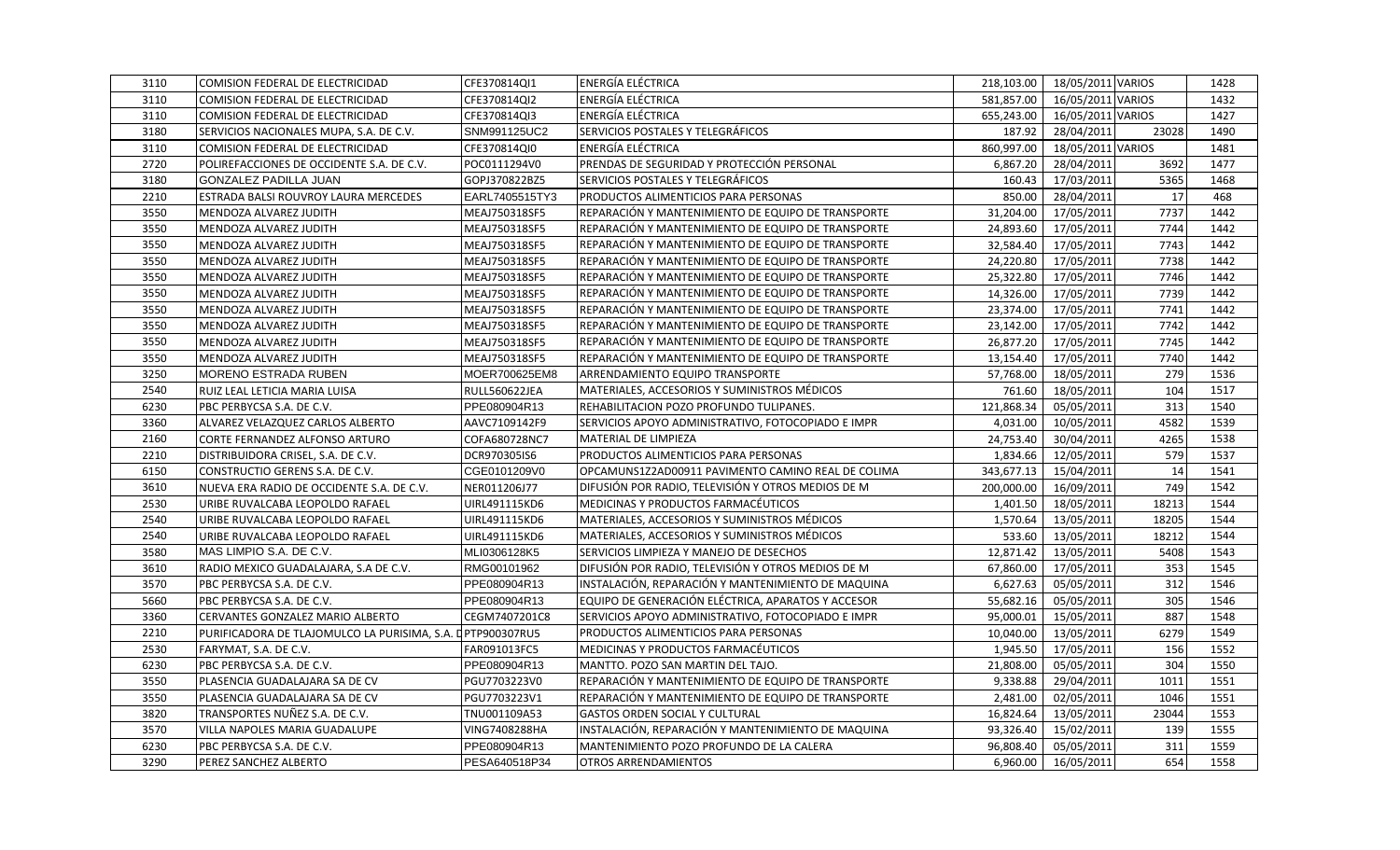| 3110 | COMISION FEDERAL DE ELECTRICIDAD | CFE370814QI1 | ENERGÍA ELÉCTRICA | 218,103.00 | 18/05/2011 | VARIOS | 1428 |
|---|---|---|---|---|---|---|---|
| 3110 | COMISION FEDERAL DE ELECTRICIDAD | CFE370814QI2 | ENERGÍA ELÉCTRICA | 581,857.00 | 16/05/2011 | VARIOS | 1432 |
| 3110 | COMISION FEDERAL DE ELECTRICIDAD | CFE370814QI3 | ENERGÍA ELÉCTRICA | 655,243.00 | 16/05/2011 | VARIOS | 1427 |
| 3180 | SERVICIOS NACIONALES MUPA, S.A. DE C.V. | SNM991125UC2 | SERVICIOS POSTALES Y TELEGRÁFICOS | 187.92 | 28/04/2011 | 23028 | 1490 |
| 3110 | COMISION FEDERAL DE ELECTRICIDAD | CFE370814QI0 | ENERGÍA ELÉCTRICA | 860,997.00 | 18/05/2011 | VARIOS | 1481 |
| 2720 | POLIREFACCIONES DE OCCIDENTE S.A. DE C.V. | POC0111294V0 | PRENDAS DE SEGURIDAD Y PROTECCIÓN PERSONAL | 6,867.20 | 28/04/2011 | 3692 | 1477 |
| 3180 | GONZALEZ PADILLA JUAN | GOPJ370822BZ5 | SERVICIOS POSTALES Y TELEGRÁFICOS | 160.43 | 17/03/2011 | 5365 | 1468 |
| 2210 | ESTRADA BALSI ROUVROY LAURA MERCEDES | EARL7405515TY3 | PRODUCTOS ALIMENTICIOS PARA PERSONAS | 850.00 | 28/04/2011 | 17 | 468 |
| 3550 | MENDOZA ALVAREZ JUDITH | MEAJ750318SF5 | REPARACIÓN Y MANTENIMIENTO DE EQUIPO DE TRANSPORTE | 31,204.00 | 17/05/2011 | 7737 | 1442 |
| 3550 | MENDOZA ALVAREZ JUDITH | MEAJ750318SF5 | REPARACIÓN Y MANTENIMIENTO DE EQUIPO DE TRANSPORTE | 24,893.60 | 17/05/2011 | 7744 | 1442 |
| 3550 | MENDOZA ALVAREZ JUDITH | MEAJ750318SF5 | REPARACIÓN Y MANTENIMIENTO DE EQUIPO DE TRANSPORTE | 32,584.40 | 17/05/2011 | 7743 | 1442 |
| 3550 | MENDOZA ALVAREZ JUDITH | MEAJ750318SF5 | REPARACIÓN Y MANTENIMIENTO DE EQUIPO DE TRANSPORTE | 24,220.80 | 17/05/2011 | 7738 | 1442 |
| 3550 | MENDOZA ALVAREZ JUDITH | MEAJ750318SF5 | REPARACIÓN Y MANTENIMIENTO DE EQUIPO DE TRANSPORTE | 25,322.80 | 17/05/2011 | 7746 | 1442 |
| 3550 | MENDOZA ALVAREZ JUDITH | MEAJ750318SF5 | REPARACIÓN Y MANTENIMIENTO DE EQUIPO DE TRANSPORTE | 14,326.00 | 17/05/2011 | 7739 | 1442 |
| 3550 | MENDOZA ALVAREZ JUDITH | MEAJ750318SF5 | REPARACIÓN Y MANTENIMIENTO DE EQUIPO DE TRANSPORTE | 23,374.00 | 17/05/2011 | 7741 | 1442 |
| 3550 | MENDOZA ALVAREZ JUDITH | MEAJ750318SF5 | REPARACIÓN Y MANTENIMIENTO DE EQUIPO DE TRANSPORTE | 23,142.00 | 17/05/2011 | 7742 | 1442 |
| 3550 | MENDOZA ALVAREZ JUDITH | MEAJ750318SF5 | REPARACIÓN Y MANTENIMIENTO DE EQUIPO DE TRANSPORTE | 26,877.20 | 17/05/2011 | 7745 | 1442 |
| 3550 | MENDOZA ALVAREZ JUDITH | MEAJ750318SF5 | REPARACIÓN Y MANTENIMIENTO DE EQUIPO DE TRANSPORTE | 13,154.40 | 17/05/2011 | 7740 | 1442 |
| 3250 | MORENO ESTRADA RUBEN | MOER700625EM8 | ARRENDAMIENTO EQUIPO TRANSPORTE | 57,768.00 | 18/05/2011 | 279 | 1536 |
| 2540 | RUIZ LEAL LETICIA MARIA LUISA | RULL560622JEA | MATERIALES, ACCESORIOS Y SUMINISTROS MÉDICOS | 761.60 | 18/05/2011 | 104 | 1517 |
| 6230 | PBC PERBYCSA S.A. DE C.V. | PPE080904R13 | REHABILITACION POZO PROFUNDO TULIPANES. | 121,868.34 | 05/05/2011 | 313 | 1540 |
| 3360 | ALVAREZ VELAZQUEZ CARLOS ALBERTO | AAVC7109142F9 | SERVICIOS APOYO ADMINISTRATIVO, FOTOCOPIADO E IMPR | 4,031.00 | 10/05/2011 | 4582 | 1539 |
| 2160 | CORTE FERNANDEZ ALFONSO ARTURO | COFA680728NC7 | MATERIAL DE LIMPIEZA | 24,753.40 | 30/04/2011 | 4265 | 1538 |
| 2210 | DISTRIBUIDORA CRISEL, S.A. DE C.V. | DCR970305IS6 | PRODUCTOS ALIMENTICIOS PARA PERSONAS | 1,834.66 | 12/05/2011 | 579 | 1537 |
| 6150 | CONSTRUCTIO GERENS S.A. DE C.V. | CGE0101209V0 | OPCAMUNS1Z2AD00911 PAVIMENTO CAMINO REAL DE COLIMA | 343,677.13 | 15/04/2011 | 14 | 1541 |
| 3610 | NUEVA ERA RADIO DE OCCIDENTE S.A. DE C.V. | NER011206J77 | DIFUSIÓN POR RADIO, TELEVISIÓN Y OTROS MEDIOS DE M | 200,000.00 | 16/09/2011 | 749 | 1542 |
| 2530 | URIBE RUVALCABA LEOPOLDO RAFAEL | UIRL491115KD6 | MEDICINAS Y PRODUCTOS FARMACÉUTICOS | 1,401.50 | 18/05/2011 | 18213 | 1544 |
| 2540 | URIBE RUVALCABA LEOPOLDO RAFAEL | UIRL491115KD6 | MATERIALES, ACCESORIOS Y SUMINISTROS MÉDICOS | 1,570.64 | 13/05/2011 | 18205 | 1544 |
| 2540 | URIBE RUVALCABA LEOPOLDO RAFAEL | UIRL491115KD6 | MATERIALES, ACCESORIOS Y SUMINISTROS MÉDICOS | 533.60 | 13/05/2011 | 18212 | 1544 |
| 3580 | MAS LIMPIO S.A. DE C.V. | MLI0306128K5 | SERVICIOS LIMPIEZA Y MANEJO DE DESECHOS | 12,871.42 | 13/05/2011 | 5408 | 1543 |
| 3610 | RADIO MEXICO GUADALAJARA, S.A DE C.V. | RMG00101962 | DIFUSIÓN POR RADIO, TELEVISIÓN Y OTROS MEDIOS DE M | 67,860.00 | 17/05/2011 | 353 | 1545 |
| 3570 | PBC PERBYCSA S.A. DE C.V. | PPE080904R13 | INSTALACIÓN, REPARACIÓN Y MANTENIMIENTO DE MAQUINA | 6,627.63 | 05/05/2011 | 312 | 1546 |
| 5660 | PBC PERBYCSA S.A. DE C.V. | PPE080904R13 | EQUIPO DE GENERACIÓN ELÉCTRICA, APARATOS Y ACCESOR | 55,682.16 | 05/05/2011 | 305 | 1546 |
| 3360 | CERVANTES GONZALEZ MARIO ALBERTO | CEGM7407201C8 | SERVICIOS APOYO ADMINISTRATIVO, FOTOCOPIADO E IMPR | 95,000.01 | 15/05/2011 | 887 | 1548 |
| 2210 | PURIFICADORA DE TLAJOMULCO LA PURISIMA, S.A. D | PTP900307RU5 | PRODUCTOS ALIMENTICIOS PARA PERSONAS | 10,040.00 | 13/05/2011 | 6279 | 1549 |
| 2530 | FARYMAT, S.A. DE C.V. | FAR091013FC5 | MEDICINAS Y PRODUCTOS FARMACÉUTICOS | 1,945.50 | 17/05/2011 | 156 | 1552 |
| 6230 | PBC PERBYCSA S.A. DE C.V. | PPE080904R13 | MANTTO. POZO SAN MARTIN DEL TAJO. | 21,808.00 | 05/05/2011 | 304 | 1550 |
| 3550 | PLASENCIA GUADALAJARA SA DE CV | PGU7703223V0 | REPARACIÓN Y MANTENIMIENTO DE EQUIPO DE TRANSPORTE | 9,338.88 | 29/04/2011 | 1011 | 1551 |
| 3550 | PLASENCIA GUADALAJARA SA DE CV | PGU7703223V1 | REPARACIÓN Y MANTENIMIENTO DE EQUIPO DE TRANSPORTE | 2,481.00 | 02/05/2011 | 1046 | 1551 |
| 3820 | TRANSPORTES NUÑEZ S.A. DE C.V. | TNU001109A53 | GASTOS ORDEN SOCIAL Y CULTURAL | 16,824.64 | 13/05/2011 | 23044 | 1553 |
| 3570 | VILLA NAPOLES MARIA GUADALUPE | VING7408288HA | INSTALACIÓN, REPARACIÓN Y MANTENIMIENTO DE MAQUINA | 93,326.40 | 15/02/2011 | 139 | 1555 |
| 6230 | PBC PERBYCSA S.A. DE C.V. | PPE080904R13 | MANTENIMIENTO POZO PROFUNDO DE LA CALERA | 96,808.40 | 05/05/2011 | 311 | 1559 |
| 3290 | PEREZ SANCHEZ ALBERTO | PESA640518P34 | OTROS ARRENDAMIENTOS | 6,960.00 | 16/05/2011 | 654 | 1558 |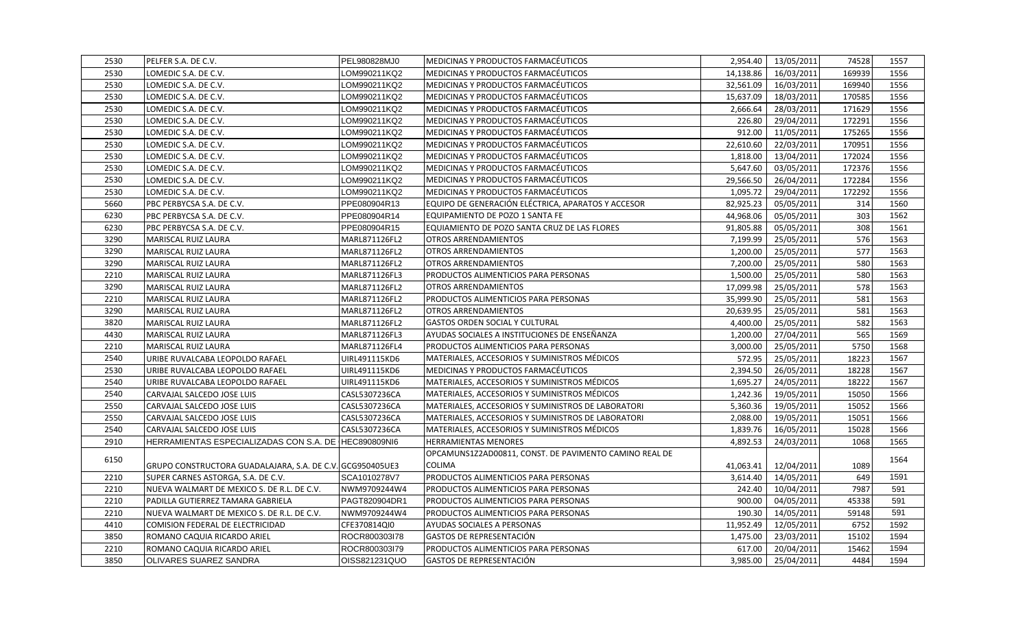| | | | | | | | |
|---|---|---|---|---|---|---|---|
| 2530 | PELFER S.A. DE C.V. | PEL980828MJ0 | MEDICINAS Y PRODUCTOS FARMACÉUTICOS | 2,954.40 | 13/05/2011 | 74528 | 1557 |
| 2530 | LOMEDIC S.A. DE C.V. | LOM990211KQ2 | MEDICINAS Y PRODUCTOS FARMACÉUTICOS | 14,138.86 | 16/03/2011 | 169939 | 1556 |
| 2530 | LOMEDIC S.A. DE C.V. | LOM990211KQ2 | MEDICINAS Y PRODUCTOS FARMACÉUTICOS | 32,561.09 | 16/03/2011 | 169940 | 1556 |
| 2530 | LOMEDIC S.A. DE C.V. | LOM990211KQ2 | MEDICINAS Y PRODUCTOS FARMACÉUTICOS | 15,637.09 | 18/03/2011 | 170585 | 1556 |
| 2530 | LOMEDIC S.A. DE C.V. | LOM990211KQ2 | MEDICINAS Y PRODUCTOS FARMACÉUTICOS | 2,666.64 | 28/03/2011 | 171629 | 1556 |
| 2530 | LOMEDIC S.A. DE C.V. | LOM990211KQ2 | MEDICINAS Y PRODUCTOS FARMACÉUTICOS | 226.80 | 29/04/2011 | 172291 | 1556 |
| 2530 | LOMEDIC S.A. DE C.V. | LOM990211KQ2 | MEDICINAS Y PRODUCTOS FARMACÉUTICOS | 912.00 | 11/05/2011 | 175265 | 1556 |
| 2530 | LOMEDIC S.A. DE C.V. | LOM990211KQ2 | MEDICINAS Y PRODUCTOS FARMACÉUTICOS | 22,610.60 | 22/03/2011 | 170951 | 1556 |
| 2530 | LOMEDIC S.A. DE C.V. | LOM990211KQ2 | MEDICINAS Y PRODUCTOS FARMACÉUTICOS | 1,818.00 | 13/04/2011 | 172024 | 1556 |
| 2530 | LOMEDIC S.A. DE C.V. | LOM990211KQ2 | MEDICINAS Y PRODUCTOS FARMACÉUTICOS | 5,647.60 | 03/05/2011 | 172376 | 1556 |
| 2530 | LOMEDIC S.A. DE C.V. | LOM990211KQ2 | MEDICINAS Y PRODUCTOS FARMACÉUTICOS | 29,566.50 | 26/04/2011 | 172284 | 1556 |
| 2530 | LOMEDIC S.A. DE C.V. | LOM990211KQ2 | MEDICINAS Y PRODUCTOS FARMACÉUTICOS | 1,095.72 | 29/04/2011 | 172292 | 1556 |
| 5660 | PBC PERBYCSA S.A. DE C.V. | PPE080904R13 | EQUIPO DE GENERACIÓN ELÉCTRICA, APARATOS Y ACCESOR | 82,925.23 | 05/05/2011 | 314 | 1560 |
| 6230 | PBC PERBYCSA S.A. DE C.V. | PPE080904R14 | EQUIPAMIENTO DE POZO 1 SANTA FE | 44,968.06 | 05/05/2011 | 303 | 1562 |
| 6230 | PBC PERBYCSA S.A. DE C.V. | PPE080904R15 | EQUIAMIENTO DE POZO SANTA CRUZ DE LAS FLORES | 91,805.88 | 05/05/2011 | 308 | 1561 |
| 3290 | MARISCAL RUIZ LAURA | MARL871126FL2 | OTROS ARRENDAMIENTOS | 7,199.99 | 25/05/2011 | 576 | 1563 |
| 3290 | MARISCAL RUIZ LAURA | MARL871126FL2 | OTROS ARRENDAMIENTOS | 1,200.00 | 25/05/2011 | 577 | 1563 |
| 3290 | MARISCAL RUIZ LAURA | MARL871126FL2 | OTROS ARRENDAMIENTOS | 7,200.00 | 25/05/2011 | 580 | 1563 |
| 2210 | MARISCAL RUIZ LAURA | MARL871126FL3 | PRODUCTOS ALIMENTICIOS PARA PERSONAS | 1,500.00 | 25/05/2011 | 580 | 1563 |
| 3290 | MARISCAL RUIZ LAURA | MARL871126FL2 | OTROS ARRENDAMIENTOS | 17,099.98 | 25/05/2011 | 578 | 1563 |
| 2210 | MARISCAL RUIZ LAURA | MARL871126FL2 | PRODUCTOS ALIMENTICIOS PARA PERSONAS | 35,999.90 | 25/05/2011 | 581 | 1563 |
| 3290 | MARISCAL RUIZ LAURA | MARL871126FL2 | OTROS ARRENDAMIENTOS | 20,639.95 | 25/05/2011 | 581 | 1563 |
| 3820 | MARISCAL RUIZ LAURA | MARL871126FL2 | GASTOS ORDEN SOCIAL Y CULTURAL | 4,400.00 | 25/05/2011 | 582 | 1563 |
| 4430 | MARISCAL RUIZ LAURA | MARL871126FL3 | AYUDAS SOCIALES A INSTITUCIONES DE ENSEÑANZA | 1,200.00 | 27/04/2011 | 565 | 1569 |
| 2210 | MARISCAL RUIZ LAURA | MARL871126FL4 | PRODUCTOS ALIMENTICIOS PARA PERSONAS | 3,000.00 | 25/05/2011 | 5750 | 1568 |
| 2540 | URIBE RUVALCABA LEOPOLDO RAFAEL | UIRL491115KD6 | MATERIALES, ACCESORIOS Y SUMINISTROS MÉDICOS | 572.95 | 25/05/2011 | 18223 | 1567 |
| 2530 | URIBE RUVALCABA LEOPOLDO RAFAEL | UIRL491115KD6 | MEDICINAS Y PRODUCTOS FARMACÉUTICOS | 2,394.50 | 26/05/2011 | 18228 | 1567 |
| 2540 | URIBE RUVALCABA LEOPOLDO RAFAEL | UIRL491115KD6 | MATERIALES, ACCESORIOS Y SUMINISTROS MÉDICOS | 1,695.27 | 24/05/2011 | 18222 | 1567 |
| 2540 | CARVAJAL SALCEDO JOSE LUIS | CASL5307236CA | MATERIALES, ACCESORIOS Y SUMINISTROS MÉDICOS | 1,242.36 | 19/05/2011 | 15050 | 1566 |
| 2550 | CARVAJAL SALCEDO JOSE LUIS | CASL5307236CA | MATERIALES, ACCESORIOS Y SUMINISTROS DE LABORATORI | 5,360.36 | 19/05/2011 | 15052 | 1566 |
| 2550 | CARVAJAL SALCEDO JOSE LUIS | CASL5307236CA | MATERIALES, ACCESORIOS Y SUMINISTROS DE LABORATORI | 2,088.00 | 19/05/2011 | 15051 | 1566 |
| 2540 | CARVAJAL SALCEDO JOSE LUIS | CASL5307236CA | MATERIALES, ACCESORIOS Y SUMINISTROS MÉDICOS | 1,839.76 | 16/05/2011 | 15028 | 1566 |
| 2910 | HERRAMIENTAS ESPECIALIZADAS CON S.A. DE | HEC890809NI6 | HERRAMIENTAS MENORES | 4,892.53 | 24/03/2011 | 1068 | 1565 |
| 6150 | GRUPO CONSTRUCTORA GUADALAJARA, S.A. DE C.V. | GCG950405UE3 | OPCAMUNS1Z2AD00811, CONST. DE PAVIMENTO CAMINO REAL DE COLIMA | 41,063.41 | 12/04/2011 | 1089 | 1564 |
| 2210 | SUPER CARNES ASTORGA, S.A. DE C.V. | SCA1010278V7 | PRODUCTOS ALIMENTICIOS PARA PERSONAS | 3,614.40 | 14/05/2011 | 649 | 1591 |
| 2210 | NUEVA WALMART DE MEXICO S. DE R.L. DE C.V. | NWM9709244W4 | PRODUCTOS ALIMENTICIOS PARA PERSONAS | 242.40 | 10/04/2011 | 7987 | 591 |
| 2210 | PADILLA GUTIERREZ TAMARA GABRIELA | PAGT820904DR1 | PRODUCTOS ALIMENTICIOS PARA PERSONAS | 900.00 | 04/05/2011 | 45338 | 591 |
| 2210 | NUEVA WALMART DE MEXICO S. DE R.L. DE C.V. | NWM9709244W4 | PRODUCTOS ALIMENTICIOS PARA PERSONAS | 190.30 | 14/05/2011 | 59148 | 591 |
| 4410 | COMISION FEDERAL DE ELECTRICIDAD | CFE370814QI0 | AYUDAS SOCIALES A PERSONAS | 11,952.49 | 12/05/2011 | 6752 | 1592 |
| 3850 | ROMANO CAQUIA RICARDO ARIEL | ROCR800303I78 | GASTOS DE REPRESENTACIÓN | 1,475.00 | 23/03/2011 | 15102 | 1594 |
| 2210 | ROMANO CAQUIA RICARDO ARIEL | ROCR800303I79 | PRODUCTOS ALIMENTICIOS PARA PERSONAS | 617.00 | 20/04/2011 | 15462 | 1594 |
| 3850 | OLIVARES SUAREZ SANDRA | OISS821231QUO | GASTOS DE REPRESENTACIÓN | 3,985.00 | 25/04/2011 | 4484 | 1594 |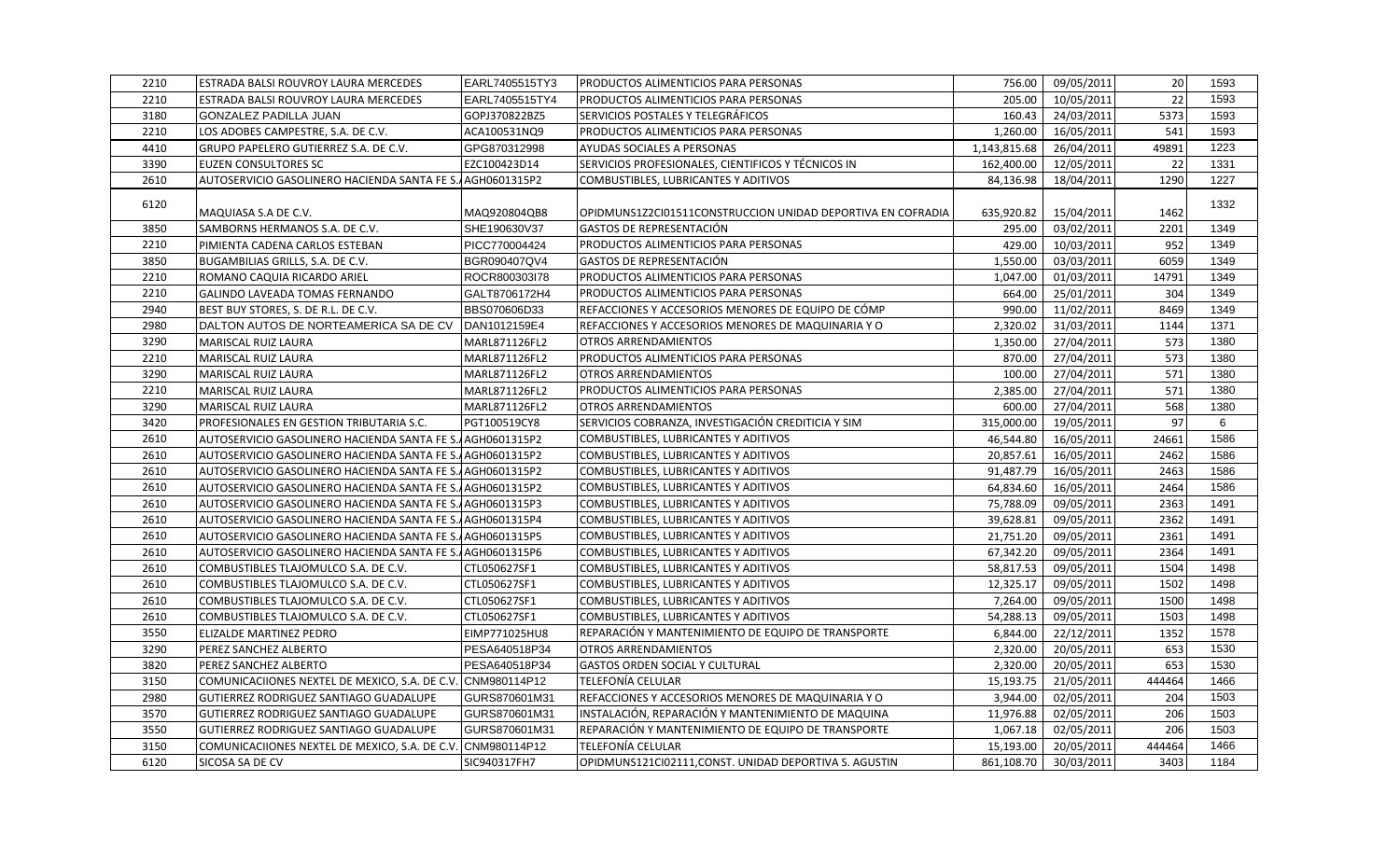| | | | | | | | |
|---|---|---|---|---|---|---|---|
| 2210 | ESTRADA BALSI ROUVROY LAURA MERCEDES | EARL7405515TY3 | PRODUCTOS ALIMENTICIOS PARA PERSONAS | 756.00 | 09/05/2011 | 20 | 1593 |
| 2210 | ESTRADA BALSI ROUVROY LAURA MERCEDES | EARL7405515TY4 | PRODUCTOS ALIMENTICIOS PARA PERSONAS | 205.00 | 10/05/2011 | 22 | 1593 |
| 3180 | GONZALEZ PADILLA JUAN | GOPJ370822BZ5 | SERVICIOS POSTALES Y TELEGRÁFICOS | 160.43 | 24/03/2011 | 5373 | 1593 |
| 2210 | LOS ADOBES CAMPESTRE, S.A. DE C.V. | ACA100531NQ9 | PRODUCTOS ALIMENTICIOS PARA PERSONAS | 1,260.00 | 16/05/2011 | 541 | 1593 |
| 4410 | GRUPO PAPELERO GUTIERREZ S.A. DE C.V. | GPG870312998 | AYUDAS SOCIALES A PERSONAS | 1,143,815.68 | 26/04/2011 | 49891 | 1223 |
| 3390 | EUZEN CONSULTORES SC | EZC100423D14 | SERVICIOS PROFESIONALES, CIENTIFICOS Y TÉCNICOS IN | 162,400.00 | 12/05/2011 | 22 | 1331 |
| 2610 | AUTOSERVICIO GASOLINERO HACIENDA SANTA FE S.A | AGH0601315P2 | COMBUSTIBLES, LUBRICANTES Y ADITIVOS | 84,136.98 | 18/04/2011 | 1290 | 1227 |
| 6120 | MAQUIASA S.A DE C.V. | MAQ920804QB8 | OPIDMUNS1Z2CI01511CONSTRUCCION UNIDAD DEPORTIVA EN COFRADIA | 635,920.82 | 15/04/2011 | 1462 | 1332 |
| 3850 | SAMBORNS HERMANOS S.A. DE C.V. | SHE190630V37 | GASTOS DE REPRESENTACIÓN | 295.00 | 03/02/2011 | 2201 | 1349 |
| 2210 | PIMIENTA CADENA CARLOS ESTEBAN | PICC770004424 | PRODUCTOS ALIMENTICIOS PARA PERSONAS | 429.00 | 10/03/2011 | 952 | 1349 |
| 3850 | BUGAMBILIAS GRILLS, S.A. DE C.V. | BGR090407QV4 | GASTOS DE REPRESENTACIÓN | 1,550.00 | 03/03/2011 | 6059 | 1349 |
| 2210 | ROMANO CAQUIA RICARDO ARIEL | ROCR800303I78 | PRODUCTOS ALIMENTICIOS PARA PERSONAS | 1,047.00 | 01/03/2011 | 14791 | 1349 |
| 2210 | GALINDO LAVEADA TOMAS FERNANDO | GALT8706172H4 | PRODUCTOS ALIMENTICIOS PARA PERSONAS | 664.00 | 25/01/2011 | 304 | 1349 |
| 2940 | BEST BUY STORES, S. DE R.L. DE C.V. | BBS070606D33 | REFACCIONES Y ACCESORIOS MENORES DE EQUIPO DE CÓMP | 990.00 | 11/02/2011 | 8469 | 1349 |
| 2980 | DALTON AUTOS DE NORTEAMERICA SA DE CV | DAN1012159E4 | REFACCIONES Y ACCESORIOS MENORES DE MAQUINARIA Y O | 2,320.02 | 31/03/2011 | 1144 | 1371 |
| 3290 | MARISCAL RUIZ LAURA | MARL871126FL2 | OTROS ARRENDAMIENTOS | 1,350.00 | 27/04/2011 | 573 | 1380 |
| 2210 | MARISCAL RUIZ LAURA | MARL871126FL2 | PRODUCTOS ALIMENTICIOS PARA PERSONAS | 870.00 | 27/04/2011 | 573 | 1380 |
| 3290 | MARISCAL RUIZ LAURA | MARL871126FL2 | OTROS ARRENDAMIENTOS | 100.00 | 27/04/2011 | 571 | 1380 |
| 2210 | MARISCAL RUIZ LAURA | MARL871126FL2 | PRODUCTOS ALIMENTICIOS PARA PERSONAS | 2,385.00 | 27/04/2011 | 571 | 1380 |
| 3290 | MARISCAL RUIZ LAURA | MARL871126FL2 | OTROS ARRENDAMIENTOS | 600.00 | 27/04/2011 | 568 | 1380 |
| 3420 | PROFESIONALES EN GESTION TRIBUTARIA S.C. | PGT100519CY8 | SERVICIOS COBRANZA, INVESTIGACIÓN CREDITICIA Y SIM | 315,000.00 | 19/05/2011 | 97 | 6 |
| 2610 | AUTOSERVICIO GASOLINERO HACIENDA SANTA FE S.A | AGH0601315P2 | COMBUSTIBLES, LUBRICANTES Y ADITIVOS | 46,544.80 | 16/05/2011 | 24661 | 1586 |
| 2610 | AUTOSERVICIO GASOLINERO HACIENDA SANTA FE S.A | AGH0601315P2 | COMBUSTIBLES, LUBRICANTES Y ADITIVOS | 20,857.61 | 16/05/2011 | 2462 | 1586 |
| 2610 | AUTOSERVICIO GASOLINERO HACIENDA SANTA FE S.A | AGH0601315P2 | COMBUSTIBLES, LUBRICANTES Y ADITIVOS | 91,487.79 | 16/05/2011 | 2463 | 1586 |
| 2610 | AUTOSERVICIO GASOLINERO HACIENDA SANTA FE S.A | AGH0601315P2 | COMBUSTIBLES, LUBRICANTES Y ADITIVOS | 64,834.60 | 16/05/2011 | 2464 | 1586 |
| 2610 | AUTOSERVICIO GASOLINERO HACIENDA SANTA FE S.A | AGH0601315P3 | COMBUSTIBLES, LUBRICANTES Y ADITIVOS | 75,788.09 | 09/05/2011 | 2363 | 1491 |
| 2610 | AUTOSERVICIO GASOLINERO HACIENDA SANTA FE S.A | AGH0601315P4 | COMBUSTIBLES, LUBRICANTES Y ADITIVOS | 39,628.81 | 09/05/2011 | 2362 | 1491 |
| 2610 | AUTOSERVICIO GASOLINERO HACIENDA SANTA FE S.A | AGH0601315P5 | COMBUSTIBLES, LUBRICANTES Y ADITIVOS | 21,751.20 | 09/05/2011 | 2361 | 1491 |
| 2610 | AUTOSERVICIO GASOLINERO HACIENDA SANTA FE S.A | AGH0601315P6 | COMBUSTIBLES, LUBRICANTES Y ADITIVOS | 67,342.20 | 09/05/2011 | 2364 | 1491 |
| 2610 | COMBUSTIBLES TLAJOMULCO S.A. DE C.V. | CTL050627SF1 | COMBUSTIBLES, LUBRICANTES Y ADITIVOS | 58,817.53 | 09/05/2011 | 1504 | 1498 |
| 2610 | COMBUSTIBLES TLAJOMULCO S.A. DE C.V. | CTL050627SF1 | COMBUSTIBLES, LUBRICANTES Y ADITIVOS | 12,325.17 | 09/05/2011 | 1502 | 1498 |
| 2610 | COMBUSTIBLES TLAJOMULCO S.A. DE C.V. | CTL050627SF1 | COMBUSTIBLES, LUBRICANTES Y ADITIVOS | 7,264.00 | 09/05/2011 | 1500 | 1498 |
| 2610 | COMBUSTIBLES TLAJOMULCO S.A. DE C.V. | CTL050627SF1 | COMBUSTIBLES, LUBRICANTES Y ADITIVOS | 54,288.13 | 09/05/2011 | 1503 | 1498 |
| 3550 | ELIZALDE MARTINEZ PEDRO | EIMP771025HU8 | REPARACIÓN Y MANTENIMIENTO DE EQUIPO DE TRANSPORTE | 6,844.00 | 22/12/2011 | 1352 | 1578 |
| 3290 | PEREZ SANCHEZ ALBERTO | PESA640518P34 | OTROS ARRENDAMIENTOS | 2,320.00 | 20/05/2011 | 653 | 1530 |
| 3820 | PEREZ SANCHEZ ALBERTO | PESA640518P34 | GASTOS ORDEN SOCIAL Y CULTURAL | 2,320.00 | 20/05/2011 | 653 | 1530 |
| 3150 | COMUNICACIIONES NEXTEL DE MEXICO, S.A. DE C.V. | CNM980114P12 | TELEFONÍA CELULAR | 15,193.75 | 21/05/2011 | 444464 | 1466 |
| 2980 | GUTIERREZ RODRIGUEZ SANTIAGO GUADALUPE | GURS870601M31 | REFACCIONES Y ACCESORIOS MENORES DE MAQUINARIA Y O | 3,944.00 | 02/05/2011 | 204 | 1503 |
| 3570 | GUTIERREZ RODRIGUEZ SANTIAGO GUADALUPE | GURS870601M31 | INSTALACIÓN, REPARACIÓN Y MANTENIMIENTO DE MAQUINA | 11,976.88 | 02/05/2011 | 206 | 1503 |
| 3550 | GUTIERREZ RODRIGUEZ SANTIAGO GUADALUPE | GURS870601M31 | REPARACIÓN Y MANTENIMIENTO DE EQUIPO DE TRANSPORTE | 1,067.18 | 02/05/2011 | 206 | 1503 |
| 3150 | COMUNICACIIONES NEXTEL DE MEXICO, S.A. DE C.V. | CNM980114P12 | TELEFONÍA CELULAR | 15,193.00 | 20/05/2011 | 444464 | 1466 |
| 6120 | SICOSA SA DE CV | SIC940317FH7 | OPIDMUNS121CI02111,CONST. UNIDAD DEPORTIVA S. AGUSTIN | 861,108.70 | 30/03/2011 | 3403 | 1184 |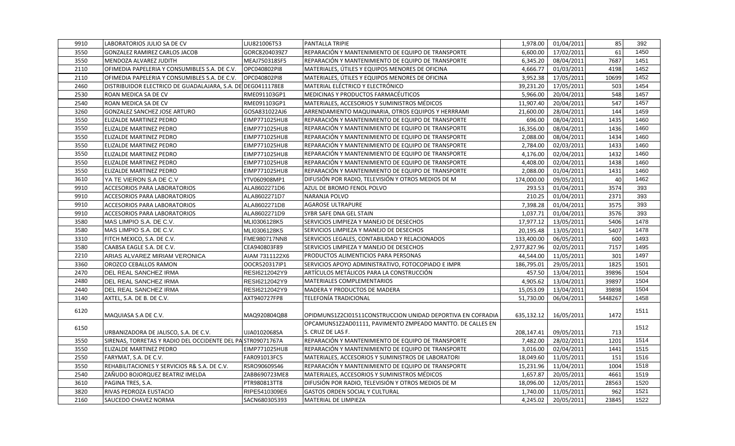| | | | | | | | |
|---|---|---|---|---|---|---|---|
| 9910 | LABORATORIOS JULIO SA DE CV | LJU821006T53 | PANTALLA TRIPIE | 1,978.00 | 01/04/2011 | 85 | 392 |
| 3550 | GONZALEZ RAMIREZ CARLOS JACOB | GORC8204039Z7 | REPARACIÓN Y MANTENIMIENTO DE EQUIPO DE TRANSPORTE | 6,600.00 | 17/02/2011 | 61 | 1450 |
| 3550 | MENDOZA ALVAREZ JUDITH | MEAJ750318SF5 | REPARACIÓN Y MANTENIMIENTO DE EQUIPO DE TRANSPORTE | 6,345.20 | 08/04/2011 | 7687 | 1451 |
| 2110 | OFIMEDIA PAPELERIA Y CONSUMIBLES S.A. DE C.V. | OPC040802PI8 | MATERIALES, ÚTILES Y EQUIPOS MENORES DE OFICINA | 4,666.77 | 01/03/2011 | 4198 | 1452 |
| 2110 | OFIMEDIA PAPELERIA Y CONSUMIBLES S.A. DE C.V. | OPC040802PI8 | MATERIALES, ÚTILES Y EQUIPOS MENORES DE OFICINA | 3,952.38 | 17/05/2011 | 10699 | 1452 |
| 2460 | DISTRIBUIDOR ELECTRICO DE GUADALAJARA, S.A. DE | DEG0411178E8 | MATERIAL ELÉCTRICO Y ELECTRÓNICO | 39,231.20 | 17/05/2011 | 503 | 1454 |
| 2530 | ROAN MEDICA SA DE CV | RME091103GP1 | MEDICINAS Y PRODUCTOS FARMACÉUTICOS | 5,966.00 | 20/04/2011 | 548 | 1457 |
| 2540 | ROAN MEDICA SA DE CV | RME091103GP1 | MATERIALES, ACCESORIOS Y SUMINISTROS MÉDICOS | 11,907.40 | 20/04/2011 | 547 | 1457 |
| 3260 | GONZALEZ SANCHEZ JOSE ARTURO | GOSA831022AJ6 | ARRENDAMIENTO MAQUINARIA, OTROS EQUIPOS Y HERRAMI | 21,600.00 | 28/04/2011 | 144 | 1459 |
| 3550 | ELIZALDE MARTINEZ PEDRO | EIMP771025HU8 | REPARACIÓN Y MANTENIMIENTO DE EQUIPO DE TRANSPORTE | 696.00 | 08/04/2011 | 1435 | 1460 |
| 3550 | ELIZALDE MARTINEZ PEDRO | EIMP771025HU8 | REPARACIÓN Y MANTENIMIENTO DE EQUIPO DE TRANSPORTE | 16,356.00 | 08/04/2011 | 1436 | 1460 |
| 3550 | ELIZALDE MARTINEZ PEDRO | EIMP771025HU8 | REPARACIÓN Y MANTENIMIENTO DE EQUIPO DE TRANSPORTE | 2,088.00 | 08/04/2011 | 1434 | 1460 |
| 3550 | ELIZALDE MARTINEZ PEDRO | EIMP771025HU8 | REPARACIÓN Y MANTENIMIENTO DE EQUIPO DE TRANSPORTE | 2,784.00 | 02/03/2011 | 1433 | 1460 |
| 3550 | ELIZALDE MARTINEZ PEDRO | EIMP771025HU8 | REPARACIÓN Y MANTENIMIENTO DE EQUIPO DE TRANSPORTE | 4,176.00 | 02/04/2011 | 1432 | 1460 |
| 3550 | ELIZALDE MARTINEZ PEDRO | EIMP771025HU8 | REPARACIÓN Y MANTENIMIENTO DE EQUIPO DE TRANSPORTE | 4,408.00 | 02/04/2011 | 1438 | 1460 |
| 3550 | ELIZALDE MARTINEZ PEDRO | EIMP771025HU8 | REPARACIÓN Y MANTENIMIENTO DE EQUIPO DE TRANSPORTE | 2,088.00 | 01/04/2011 | 1431 | 1460 |
| 3610 | YA TE VIERON S.A DE C.V | YTV060908MP1 | DIFUSIÓN POR RADIO, TELEVISIÓN Y OTROS MEDIOS DE M | 174,000.00 | 09/05/2011 | 40 | 1462 |
| 9910 | ACCESORIOS PARA LABORATORIOS | ALA8602271D6 | AZUL DE BROMO FENOL POLVO | 293.53 | 01/04/2011 | 3574 | 393 |
| 9910 | ACCESORIOS PARA LABORATORIOS | ALA8602271D7 | NARANJA POLVO | 210.25 | 01/04/2011 | 2371 | 393 |
| 9910 | ACCESORIOS PARA LABORATORIOS | ALA8602271D8 | AGAROSE ULTRAPURE | 7,398.28 | 01/04/2011 | 3575 | 393 |
| 9910 | ACCESORIOS PARA LABORATORIOS | ALA8602271D9 | SYBR SAFE DNA GEL STAIN | 1,037.71 | 01/04/2011 | 3576 | 393 |
| 3580 | MAS LIMPIO S.A. DE C.V. | MLI0306128K5 | SERVICIOS LIMPIEZA Y MANEJO DE DESECHOS | 17,977.12 | 13/05/2011 | 5406 | 1478 |
| 3580 | MAS LIMPIO S.A. DE C.V. | MLI0306128K5 | SERVICIOS LIMPIEZA Y MANEJO DE DESECHOS | 20,195.48 | 13/05/2011 | 5407 | 1478 |
| 3310 | FITCH MEXICO, S.A. DE C.V. | FME980717NN8 | SERVICIOS LEGALES, CONTABILIDAD Y RELACIONADOS | 133,400.00 | 06/05/2011 | 600 | 1493 |
| 3580 | CAABSA EAGLE S.A. DE C.V. | CEA940803F89 | SERVICIOS LIMPIEZA Y MANEJO DE DESECHOS | 2,977,827.96 | 02/05/2011 | 7157 | 1495 |
| 2210 | ARIAS ALVAREZ MIRIAM VERONICA | AIAM 7311122X6 | PRODUCTOS ALIMENTICIOS PARA PERSONAS | 44,544.00 | 11/05/2011 | 301 | 1497 |
| 3360 | OROZCO CEBALLOS RAMON | OOCR520317IP1 | SERVICIOS APOYO ADMINISTRATIVO, FOTOCOPIADO E IMPR | 186,795.01 | 29/05/2011 | 1825 | 1501 |
| 2470 | DEL REAL SANCHEZ IRMA | RESI6212042Y9 | ARTÍCULOS METÁLICOS PARA LA CONSTRUCCIÓN | 457.50 | 13/04/2011 | 39896 | 1504 |
| 2480 | DEL REAL SANCHEZ IRMA | RESI6212042Y9 | MATERIALES COMPLEMENTARIOS | 4,905.62 | 13/04/2011 | 39897 | 1504 |
| 2440 | DEL REAL SANCHEZ IRMA | RESI6212042Y9 | MADERA Y PRODUCTOS DE MADERA | 15,053.09 | 13/04/2011 | 39898 | 1504 |
| 3140 | AXTEL, S.A. DE B. DE C.V. | AXT940727FP8 | TELEFONÍA TRADICIONAL | 51,730.00 | 06/04/2011 | 5448267 | 1458 |
| 6120 | MAQUIASA S.A DE C.V. | MAQ920804QB8 | OPIDMUNS1Z2CI01511CONSTRUCCION UNIDAD DEPORTIVA EN COFRADIA | 635,132.12 | 16/05/2011 | 1472 | 1511 |
| 6150 | URBANIZADORA DE JALISCO, S.A. DE C.V. | UJA0102068SA | OPCAMUNS1Z2AD01111, PAVIMENTO ZMPEADO MANTTO. DE CALLES EN S. CRUZ DE LAS F. | 208,147.41 | 09/05/2011 | 713 | 1512 |
| 3550 | SIRENAS, TORRETAS Y RADIO DEL OCCIDENTE DEL PA | STR09071767A | REPARACIÓN Y MANTENIMIENTO DE EQUIPO DE TRANSPORTE | 7,482.00 | 28/02/2011 | 1201 | 1514 |
| 3550 | ELIZALDE MARTINEZ PEDRO | EIMP771025HU8 | REPARACIÓN Y MANTENIMIENTO DE EQUIPO DE TRANSPORTE | 3,016.00 | 02/04/2011 | 1441 | 1515 |
| 2550 | FARYMAT, S.A. DE C.V. | FAR091013FC5 | MATERIALES, ACCESORIOS Y SUMINISTROS DE LABORATORI | 18,049.60 | 11/05/2011 | 151 | 1516 |
| 3550 | REHABILITACIONES Y SERVICIOS R& S.A. DE C.V. | RSRO90609S46 | REPARACIÓN Y MANTENIMIENTO DE EQUIPO DE TRANSPORTE | 15,231.96 | 11/04/2011 | 1004 | 1518 |
| 2540 | ZAÑUDO BOJORQUEZ BEATRIZ IMELDA | ZABB690723ME8 | MATERIALES, ACCESORIOS Y SUMINISTROS MÉDICOS | 1,657.87 | 20/05/2011 | 4661 | 1519 |
| 3610 | PAGINA TRES, S.A. | PTR980813TT8 | DIFUSIÓN POR RADIO, TELEVISIÓN Y OTROS MEDIOS DE M | 18,096.00 | 12/05/2011 | 28563 | 1520 |
| 3820 | RIVAS PEDROZA EUSTACIO | RIPE5410309E6 | GASTOS ORDEN SOCIAL Y CULTURAL | 1,740.00 | 11/05/2011 | 962 | 1521 |
| 2160 | SAUCEDO CHAVEZ NORMA | SACN680305393 | MATERIAL DE LIMPIEZA | 4,245.02 | 20/05/2011 | 23845 | 1522 |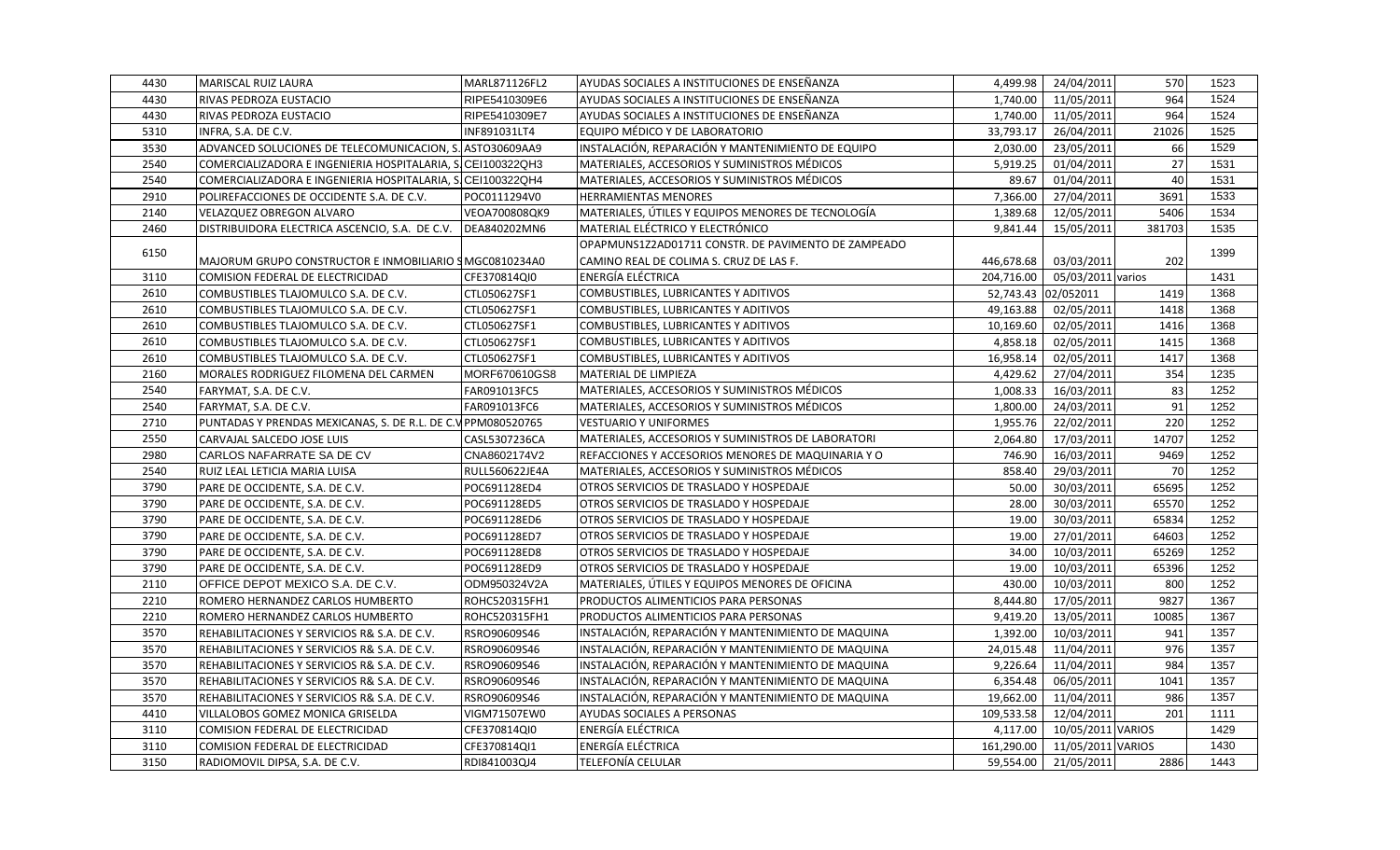| | | | | | | | |
|---|---|---|---|---|---|---|---|
| 4430 | MARISCAL RUIZ LAURA | MARL871126FL2 | AYUDAS SOCIALES A INSTITUCIONES DE ENSEÑANZA | 4,499.98 | 24/04/2011 | 570 | 1523 |
| 4430 | RIVAS PEDROZA EUSTACIO | RIPE5410309E6 | AYUDAS SOCIALES A INSTITUCIONES DE ENSEÑANZA | 1,740.00 | 11/05/2011 | 964 | 1524 |
| 4430 | RIVAS PEDROZA EUSTACIO | RIPE5410309E7 | AYUDAS SOCIALES A INSTITUCIONES DE ENSEÑANZA | 1,740.00 | 11/05/2011 | 964 | 1524 |
| 5310 | INFRA, S.A. DE C.V. | INF891031LT4 | EQUIPO MÉDICO Y DE LABORATORIO | 33,793.17 | 26/04/2011 | 21026 | 1525 |
| 3530 | ADVANCED SOLUCIONES DE TELECOMUNICACION, S. | ASTO30609AA9 | INSTALACIÓN, REPARACIÓN Y MANTENIMIENTO DE EQUIPO | 2,030.00 | 23/05/2011 | 66 | 1529 |
| 2540 | COMERCIALIZADORA E INGENIERIA HOSPITALARIA, S. | CEI100322QH3 | MATERIALES, ACCESORIOS Y SUMINISTROS MÉDICOS | 5,919.25 | 01/04/2011 | 27 | 1531 |
| 2540 | COMERCIALIZADORA E INGENIERIA HOSPITALARIA, S. | CEI100322QH4 | MATERIALES, ACCESORIOS Y SUMINISTROS MÉDICOS | 89.67 | 01/04/2011 | 40 | 1531 |
| 2910 | POLIREFACCIONES DE OCCIDENTE S.A. DE C.V. | POC0111294V0 | HERRAMIENTAS MENORES | 7,366.00 | 27/04/2011 | 3691 | 1533 |
| 2140 | VELAZQUEZ OBREGON ALVARO | VEOA700808QK9 | MATERIALES, ÚTILES Y EQUIPOS MENORES DE TECNOLOGÍA | 1,389.68 | 12/05/2011 | 5406 | 1534 |
| 2460 | DISTRIBUIDORA ELECTRICA ASCENCIO, S.A. DE C.V. | DEA840202MN6 | MATERIAL ELÉCTRICO Y ELECTRÓNICO | 9,841.44 | 15/05/2011 | 381703 | 1535 |
| 6150 | MAJORUM GRUPO CONSTRUCTOR E INMOBILIARIO S | MGC0810234A0 | OPAPMUNS1Z2AD01711 CONSTR. DE PAVIMENTO DE ZAMPEADO CAMINO REAL DE COLIMA S. CRUZ DE LAS F. | 446,678.68 | 03/03/2011 | 202 | 1399 |
| 3110 | COMISION FEDERAL DE ELECTRICIDAD | CFE370814QI0 | ENERGÍA ELÉCTRICA | 204,716.00 | 05/03/2011 | varios | 1431 |
| 2610 | COMBUSTIBLES TLAJOMULCO S.A. DE C.V. | CTL050627SF1 | COMBUSTIBLES, LUBRICANTES Y ADITIVOS | 52,743.43 | 02/052011 | 1419 | 1368 |
| 2610 | COMBUSTIBLES TLAJOMULCO S.A. DE C.V. | CTL050627SF1 | COMBUSTIBLES, LUBRICANTES Y ADITIVOS | 49,163.88 | 02/05/2011 | 1418 | 1368 |
| 2610 | COMBUSTIBLES TLAJOMULCO S.A. DE C.V. | CTL050627SF1 | COMBUSTIBLES, LUBRICANTES Y ADITIVOS | 10,169.60 | 02/05/2011 | 1416 | 1368 |
| 2610 | COMBUSTIBLES TLAJOMULCO S.A. DE C.V. | CTL050627SF1 | COMBUSTIBLES, LUBRICANTES Y ADITIVOS | 4,858.18 | 02/05/2011 | 1415 | 1368 |
| 2610 | COMBUSTIBLES TLAJOMULCO S.A. DE C.V. | CTL050627SF1 | COMBUSTIBLES, LUBRICANTES Y ADITIVOS | 16,958.14 | 02/05/2011 | 1417 | 1368 |
| 2160 | MORALES RODRIGUEZ FILOMENA DEL CARMEN | MORF670610GS8 | MATERIAL DE LIMPIEZA | 4,429.62 | 27/04/2011 | 354 | 1235 |
| 2540 | FARYMAT, S.A. DE C.V. | FAR091013FC5 | MATERIALES, ACCESORIOS Y SUMINISTROS MÉDICOS | 1,008.33 | 16/03/2011 | 83 | 1252 |
| 2540 | FARYMAT, S.A. DE C.V. | FAR091013FC6 | MATERIALES, ACCESORIOS Y SUMINISTROS MÉDICOS | 1,800.00 | 24/03/2011 | 91 | 1252 |
| 2710 | PUNTADAS Y PRENDAS MEXICANAS, S. DE R.L. DE C.V | PPM080520765 | VESTUARIO Y UNIFORMES | 1,955.76 | 22/02/2011 | 220 | 1252 |
| 2550 | CARVAJAL SALCEDO JOSE LUIS | CASL5307236CA | MATERIALES, ACCESORIOS Y SUMINISTROS DE LABORATORI | 2,064.80 | 17/03/2011 | 14707 | 1252 |
| 2980 | CARLOS NAFARRATE SA DE CV | CNA8602174V2 | REFACCIONES Y ACCESORIOS MENORES DE MAQUINARIA Y O | 746.90 | 16/03/2011 | 9469 | 1252 |
| 2540 | RUIZ LEAL LETICIA MARIA LUISA | RULL560622JE4A | MATERIALES, ACCESORIOS Y SUMINISTROS MÉDICOS | 858.40 | 29/03/2011 | 70 | 1252 |
| 3790 | PARE DE OCCIDENTE, S.A. DE C.V. | POC691128ED4 | OTROS SERVICIOS DE TRASLADO Y HOSPEDAJE | 50.00 | 30/03/2011 | 65695 | 1252 |
| 3790 | PARE DE OCCIDENTE, S.A. DE C.V. | POC691128ED5 | OTROS SERVICIOS DE TRASLADO Y HOSPEDAJE | 28.00 | 30/03/2011 | 65570 | 1252 |
| 3790 | PARE DE OCCIDENTE, S.A. DE C.V. | POC691128ED6 | OTROS SERVICIOS DE TRASLADO Y HOSPEDAJE | 19.00 | 30/03/2011 | 65834 | 1252 |
| 3790 | PARE DE OCCIDENTE, S.A. DE C.V. | POC691128ED7 | OTROS SERVICIOS DE TRASLADO Y HOSPEDAJE | 19.00 | 27/01/2011 | 64603 | 1252 |
| 3790 | PARE DE OCCIDENTE, S.A. DE C.V. | POC691128ED8 | OTROS SERVICIOS DE TRASLADO Y HOSPEDAJE | 34.00 | 10/03/2011 | 65269 | 1252 |
| 3790 | PARE DE OCCIDENTE, S.A. DE C.V. | POC691128ED9 | OTROS SERVICIOS DE TRASLADO Y HOSPEDAJE | 19.00 | 10/03/2011 | 65396 | 1252 |
| 2110 | OFFICE DEPOT MEXICO S.A. DE C.V. | ODM950324V2A | MATERIALES, ÚTILES Y EQUIPOS MENORES DE OFICINA | 430.00 | 10/03/2011 | 800 | 1252 |
| 2210 | ROMERO HERNANDEZ CARLOS HUMBERTO | ROHC520315FH1 | PRODUCTOS ALIMENTICIOS PARA PERSONAS | 8,444.80 | 17/05/2011 | 9827 | 1367 |
| 2210 | ROMERO HERNANDEZ CARLOS HUMBERTO | ROHC520315FH1 | PRODUCTOS ALIMENTICIOS PARA PERSONAS | 9,419.20 | 13/05/2011 | 10085 | 1367 |
| 3570 | REHABILITACIONES Y SERVICIOS R& S.A. DE C.V. | RSRO90609S46 | INSTALACIÓN, REPARACIÓN Y MANTENIMIENTO DE MAQUINA | 1,392.00 | 10/03/2011 | 941 | 1357 |
| 3570 | REHABILITACIONES Y SERVICIOS R& S.A. DE C.V. | RSRO90609S46 | INSTALACIÓN, REPARACIÓN Y MANTENIMIENTO DE MAQUINA | 24,015.48 | 11/04/2011 | 976 | 1357 |
| 3570 | REHABILITACIONES Y SERVICIOS R& S.A. DE C.V. | RSRO90609S46 | INSTALACIÓN, REPARACIÓN Y MANTENIMIENTO DE MAQUINA | 9,226.64 | 11/04/2011 | 984 | 1357 |
| 3570 | REHABILITACIONES Y SERVICIOS R& S.A. DE C.V. | RSRO90609S46 | INSTALACIÓN, REPARACIÓN Y MANTENIMIENTO DE MAQUINA | 6,354.48 | 06/05/2011 | 1041 | 1357 |
| 3570 | REHABILITACIONES Y SERVICIOS R& S.A. DE C.V. | RSRO90609S46 | INSTALACIÓN, REPARACIÓN Y MANTENIMIENTO DE MAQUINA | 19,662.00 | 11/04/2011 | 986 | 1357 |
| 4410 | VILLALOBOS GOMEZ MONICA GRISELDA | VIGM71507EW0 | AYUDAS SOCIALES A PERSONAS | 109,533.58 | 12/04/2011 | 201 | 1111 |
| 3110 | COMISION FEDERAL DE ELECTRICIDAD | CFE370814QI0 | ENERGÍA ELÉCTRICA | 4,117.00 | 10/05/2011 | VARIOS | 1429 |
| 3110 | COMISION FEDERAL DE ELECTRICIDAD | CFE370814QI1 | ENERGÍA ELÉCTRICA | 161,290.00 | 11/05/2011 | VARIOS | 1430 |
| 3150 | RADIOMOVIL DIPSA, S.A. DE C.V. | RDI841003QJ4 | TELEFONÍA CELULAR | 59,554.00 | 21/05/2011 | 2886 | 1443 |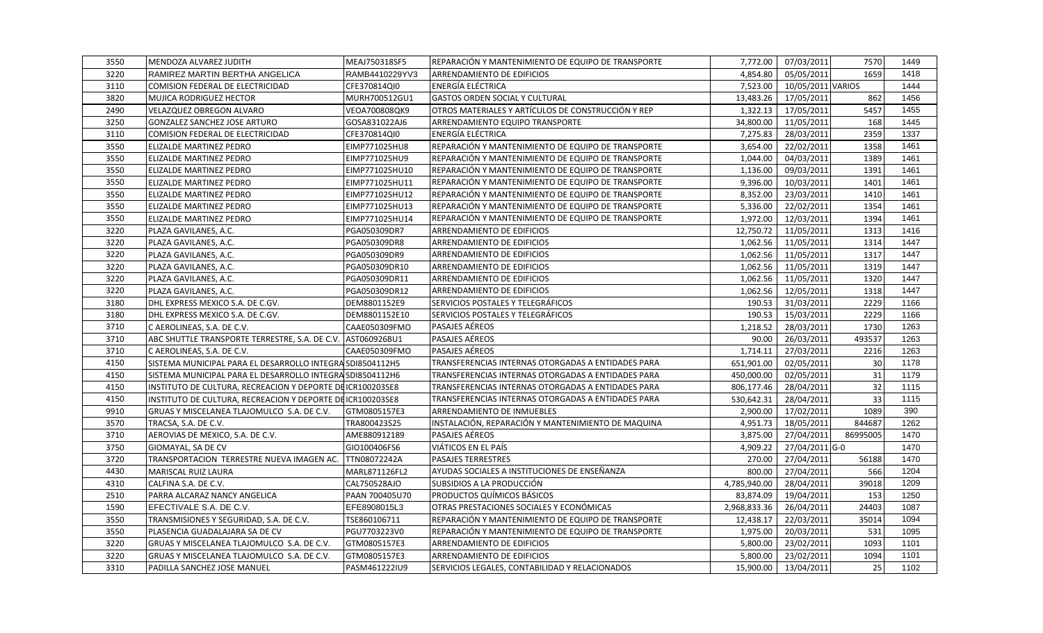| | | | | | | | |
|---|---|---|---|---|---|---|---|
| 3550 | MENDOZA ALVAREZ JUDITH | MEAJ750318SF5 | REPARACIÓN Y MANTENIMIENTO DE EQUIPO DE TRANSPORTE | 7,772.00 | 07/03/2011 | 7570 | 1449 |
| 3220 | RAMIREZ MARTIN BERTHA ANGELICA | RAMB4410229YV3 | ARRENDAMIENTO DE EDIFICIOS | 4,854.80 | 05/05/2011 | 1659 | 1418 |
| 3110 | COMISION FEDERAL DE ELECTRICIDAD | CFE370814QI0 | ENERGÍA ELÉCTRICA | 7,523.00 | 10/05/2011 | VARIOS | 1444 |
| 3820 | MUJICA RODRIGUEZ HECTOR | MURH700512GU1 | GASTOS ORDEN SOCIAL Y CULTURAL | 13,483.26 | 17/05/2011 | 862 | 1456 |
| 2490 | VELAZQUEZ OBREGON ALVARO | VEOA700808QK9 | OTROS MATERIALES Y ARTÍCULOS DE CONSTRUCCIÓN Y REP | 1,322.13 | 17/05/2011 | 5457 | 1455 |
| 3250 | GONZALEZ SANCHEZ JOSE ARTURO | GOSA831022AJ6 | ARRENDAMIENTO EQUIPO TRANSPORTE | 34,800.00 | 11/05/2011 | 168 | 1445 |
| 3110 | COMISION FEDERAL DE ELECTRICIDAD | CFE370814QI0 | ENERGÍA ELÉCTRICA | 7,275.83 | 28/03/2011 | 2359 | 1337 |
| 3550 | ELIZALDE MARTINEZ PEDRO | EIMP771025HU8 | REPARACIÓN Y MANTENIMIENTO DE EQUIPO DE TRANSPORTE | 3,654.00 | 22/02/2011 | 1358 | 1461 |
| 3550 | ELIZALDE MARTINEZ PEDRO | EIMP771025HU9 | REPARACIÓN Y MANTENIMIENTO DE EQUIPO DE TRANSPORTE | 1,044.00 | 04/03/2011 | 1389 | 1461 |
| 3550 | ELIZALDE MARTINEZ PEDRO | EIMP771025HU10 | REPARACIÓN Y MANTENIMIENTO DE EQUIPO DE TRANSPORTE | 1,136.00 | 09/03/2011 | 1391 | 1461 |
| 3550 | ELIZALDE MARTINEZ PEDRO | EIMP771025HU11 | REPARACIÓN Y MANTENIMIENTO DE EQUIPO DE TRANSPORTE | 9,396.00 | 10/03/2011 | 1401 | 1461 |
| 3550 | ELIZALDE MARTINEZ PEDRO | EIMP771025HU12 | REPARACIÓN Y MANTENIMIENTO DE EQUIPO DE TRANSPORTE | 8,352.00 | 23/03/2011 | 1410 | 1461 |
| 3550 | ELIZALDE MARTINEZ PEDRO | EIMP771025HU13 | REPARACIÓN Y MANTENIMIENTO DE EQUIPO DE TRANSPORTE | 5,336.00 | 22/02/2011 | 1354 | 1461 |
| 3550 | ELIZALDE MARTINEZ PEDRO | EIMP771025HU14 | REPARACIÓN Y MANTENIMIENTO DE EQUIPO DE TRANSPORTE | 1,972.00 | 12/03/2011 | 1394 | 1461 |
| 3220 | PLAZA GAVILANES, A.C. | PGA050309DR7 | ARRENDAMIENTO DE EDIFICIOS | 12,750.72 | 11/05/2011 | 1313 | 1416 |
| 3220 | PLAZA GAVILANES, A.C. | PGA050309DR8 | ARRENDAMIENTO DE EDIFICIOS | 1,062.56 | 11/05/2011 | 1314 | 1447 |
| 3220 | PLAZA GAVILANES, A.C. | PGA050309DR9 | ARRENDAMIENTO DE EDIFICIOS | 1,062.56 | 11/05/2011 | 1317 | 1447 |
| 3220 | PLAZA GAVILANES, A.C. | PGA050309DR10 | ARRENDAMIENTO DE EDIFICIOS | 1,062.56 | 11/05/2011 | 1319 | 1447 |
| 3220 | PLAZA GAVILANES, A.C. | PGA050309DR11 | ARRENDAMIENTO DE EDIFICIOS | 1,062.56 | 11/05/2011 | 1320 | 1447 |
| 3220 | PLAZA GAVILANES, A.C. | PGA050309DR12 | ARRENDAMIENTO DE EDIFICIOS | 1,062.56 | 12/05/2011 | 1318 | 1447 |
| 3180 | DHL EXPRESS MEXICO S.A. DE C.GV. | DEM8801152E9 | SERVICIOS POSTALES Y TELEGRÁFICOS | 190.53 | 31/03/2011 | 2229 | 1166 |
| 3180 | DHL EXPRESS MEXICO S.A. DE C.GV. | DEM8801152E10 | SERVICIOS POSTALES Y TELEGRÁFICOS | 190.53 | 15/03/2011 | 2229 | 1166 |
| 3710 | C AEROLINEAS, S.A. DE C.V. | CAAE050309FMO | PASAJES AÉREOS | 1,218.52 | 28/03/2011 | 1730 | 1263 |
| 3710 | ABC SHUTTLE TRANSPORTE TERRESTRE, S.A. DE C.V. | AST060926BU1 | PASAJES AÉREOS | 90.00 | 26/03/2011 | 493537 | 1263 |
| 3710 | C AEROLINEAS, S.A. DE C.V. | CAAE050309FMO | PASAJES AÉREOS | 1,714.11 | 27/03/2011 | 2216 | 1263 |
| 4150 | SISTEMA MUNICIPAL PARA EL DESARROLLO INTEGRA | SDI8504112H5 | TRANSFERENCIAS INTERNAS OTORGADAS A ENTIDADES PARA | 651,901.00 | 02/05/2011 | 30 | 1178 |
| 4150 | SISTEMA MUNICIPAL PARA EL DESARROLLO INTEGRA | SDI8504112H6 | TRANSFERENCIAS INTERNAS OTORGADAS A ENTIDADES PARA | 450,000.00 | 02/05/2011 | 31 | 1179 |
| 4150 | INSTITUTO DE CULTURA, RECREACION Y DEPORTE DE | ICR100203SE8 | TRANSFERENCIAS INTERNAS OTORGADAS A ENTIDADES PARA | 806,177.46 | 28/04/2011 | 32 | 1115 |
| 4150 | INSTITUTO DE CULTURA, RECREACION Y DEPORTE DE | ICR100203SE8 | TRANSFERENCIAS INTERNAS OTORGADAS A ENTIDADES PARA | 530,642.31 | 28/04/2011 | 33 | 1115 |
| 9910 | GRUAS Y MISCELANEA TLAJOMULCO S.A. DE C.V. | GTM0805157E3 | ARRENDAMIENTO DE INMUEBLES | 2,900.00 | 17/02/2011 | 1089 | 390 |
| 3570 | TRACSA, S.A. DE C.V. | TRA800423S25 | INSTALACIÓN, REPARACIÓN Y MANTENIMIENTO DE MAQUINA | 4,951.73 | 18/05/2011 | 844687 | 1262 |
| 3710 | AEROVIAS DE MEXICO, S.A. DE C.V. | AME880912189 | PASAJES AÉREOS | 3,875.00 | 27/04/2011 | 86995005 | 1470 |
| 3750 | GIOMAYAL, SA DE CV | GIO100406FS6 | VIÁTICOS EN EL PAÍS | 4,909.22 | 27/04/2011 | G-0 | 1470 |
| 3720 | TRANSPORTACION TERRESTRE NUEVA IMAGEN AC. | TTN08072242A | PASAJES TERRESTRES | 270.00 | 27/04/2011 | 56188 | 1470 |
| 4430 | MARISCAL RUIZ LAURA | MARL871126FL2 | AYUDAS SOCIALES A INSTITUCIONES DE ENSEÑANZA | 800.00 | 27/04/2011 | 566 | 1204 |
| 4310 | CALFINA S.A. DE C.V. | CAL750528AJO | SUBSIDIOS A LA PRODUCCIÓN | 4,785,940.00 | 28/04/2011 | 39018 | 1209 |
| 2510 | PARRA ALCARAZ NANCY ANGELICA | PAAN 700405U70 | PRODUCTOS QUÍMICOS BÁSICOS | 83,874.09 | 19/04/2011 | 153 | 1250 |
| 1590 | EFECTIVALE S.A. DE C.V. | EFE8908015L3 | OTRAS PRESTACIONES SOCIALES Y ECONÓMICAS | 2,968,833.36 | 26/04/2011 | 24403 | 1087 |
| 3550 | TRANSMISIONES Y SEGURIDAD, S.A. DE C.V. | TSE860106711 | REPARACIÓN Y MANTENIMIENTO DE EQUIPO DE TRANSPORTE | 12,438.17 | 22/03/2011 | 35014 | 1094 |
| 3550 | PLASENCIA GUADALAJARA SA DE CV | PGU7703223V0 | REPARACIÓN Y MANTENIMIENTO DE EQUIPO DE TRANSPORTE | 1,975.00 | 20/03/2011 | 531 | 1095 |
| 3220 | GRUAS Y MISCELANEA TLAJOMULCO S.A. DE C.V. | GTM0805157E3 | ARRENDAMIENTO DE EDIFICIOS | 5,800.00 | 23/02/2011 | 1093 | 1101 |
| 3220 | GRUAS Y MISCELANEA TLAJOMULCO S.A. DE C.V. | GTM0805157E3 | ARRENDAMIENTO DE EDIFICIOS | 5,800.00 | 23/02/2011 | 1094 | 1101 |
| 3310 | PADILLA SANCHEZ JOSE MANUEL | PASM461222IU9 | SERVICIOS LEGALES, CONTABILIDAD Y RELACIONADOS | 15,900.00 | 13/04/2011 | 25 | 1102 |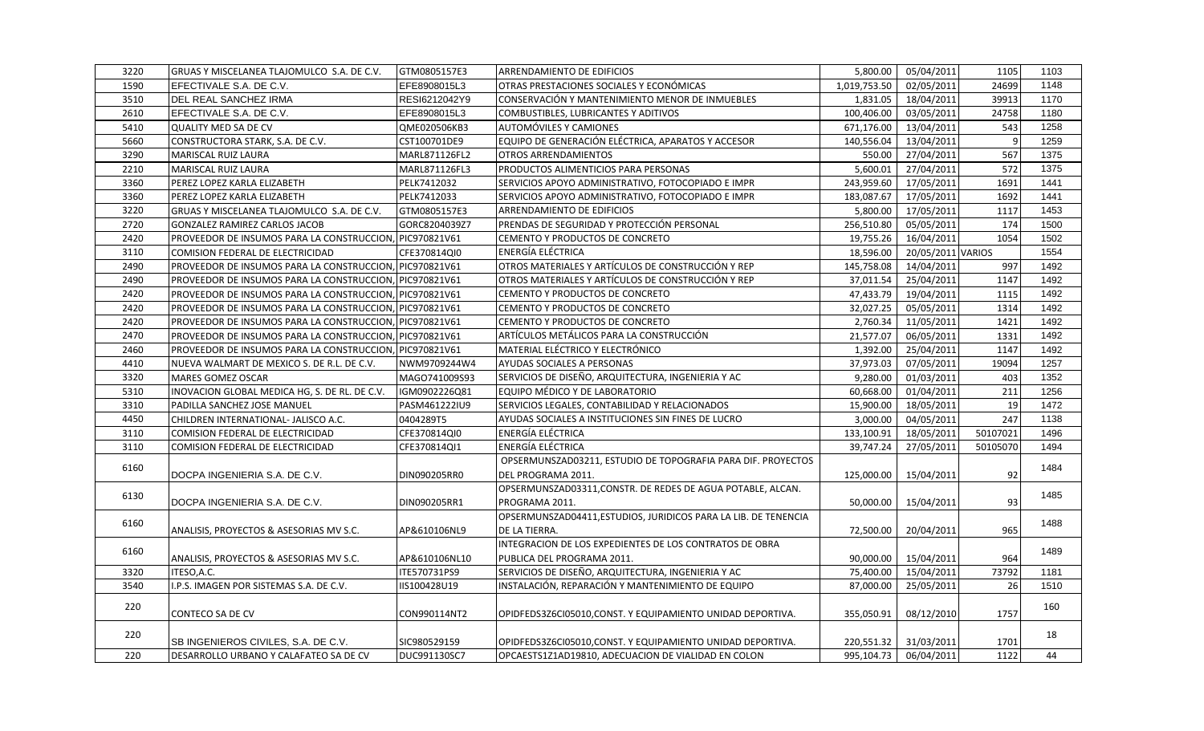| | | | | | | | |
|---|---|---|---|---|---|---|---|
| 3220 | GRUAS Y MISCELANEA TLAJOMULCO S.A. DE C.V. | GTM0805157E3 | ARRENDAMIENTO DE EDIFICIOS | 5,800.00 | 05/04/2011 | 1105 | 1103 |
| 1590 | EFECTIVALE S.A. DE C.V. | EFE8908015L3 | OTRAS PRESTACIONES SOCIALES Y ECONÓMICAS | 1,019,753.50 | 02/05/2011 | 24699 | 1148 |
| 3510 | DEL REAL SANCHEZ IRMA | RESI6212042Y9 | CONSERVACIÓN Y MANTENIMIENTO MENOR DE INMUEBLES | 1,831.05 | 18/04/2011 | 39913 | 1170 |
| 2610 | EFECTIVALE S.A. DE C.V. | EFE8908015L3 | COMBUSTIBLES, LUBRICANTES Y ADITIVOS | 100,406.00 | 03/05/2011 | 24758 | 1180 |
| 5410 | QUALITY MED SA DE CV | QME020506KB3 | AUTOMÓVILES Y CAMIONES | 671,176.00 | 13/04/2011 | 543 | 1258 |
| 5660 | CONSTRUCTORA STARK, S.A. DE C.V. | CST100701DE9 | EQUIPO DE GENERACIÓN ELÉCTRICA, APARATOS Y ACCESOR | 140,556.04 | 13/04/2011 | 9 | 1259 |
| 3290 | MARISCAL RUIZ LAURA | MARL871126FL2 | OTROS ARRENDAMIENTOS | 550.00 | 27/04/2011 | 567 | 1375 |
| 2210 | MARISCAL RUIZ LAURA | MARL871126FL3 | PRODUCTOS ALIMENTICIOS PARA PERSONAS | 5,600.01 | 27/04/2011 | 572 | 1375 |
| 3360 | PEREZ LOPEZ KARLA ELIZABETH | PELK7412032 | SERVICIOS APOYO ADMINISTRATIVO, FOTOCOPIADO E IMPR | 243,959.60 | 17/05/2011 | 1691 | 1441 |
| 3360 | PEREZ LOPEZ KARLA ELIZABETH | PELK7412033 | SERVICIOS APOYO ADMINISTRATIVO, FOTOCOPIADO E IMPR | 183,087.67 | 17/05/2011 | 1692 | 1441 |
| 3220 | GRUAS Y MISCELANEA TLAJOMULCO S.A. DE C.V. | GTM0805157E3 | ARRENDAMIENTO DE EDIFICIOS | 5,800.00 | 17/05/2011 | 1117 | 1453 |
| 2720 | GONZALEZ RAMIREZ CARLOS JACOB | GORC8204039Z7 | PRENDAS DE SEGURIDAD Y PROTECCIÓN PERSONAL | 256,510.80 | 05/05/2011 | 174 | 1500 |
| 2420 | PROVEEDOR DE INSUMOS PARA LA CONSTRUCCION, | PIC970821V61 | CEMENTO Y PRODUCTOS DE CONCRETO | 19,755.26 | 16/04/2011 | 1054 | 1502 |
| 3110 | COMISION FEDERAL DE ELECTRICIDAD | CFE370814QI0 | ENERGÍA ELÉCTRICA | 18,596.00 | 20/05/2011 | VARIOS | 1554 |
| 2490 | PROVEEDOR DE INSUMOS PARA LA CONSTRUCCION, | PIC970821V61 | OTROS MATERIALES Y ARTÍCULOS DE CONSTRUCCIÓN Y REP | 145,758.08 | 14/04/2011 | 997 | 1492 |
| 2490 | PROVEEDOR DE INSUMOS PARA LA CONSTRUCCION, | PIC970821V61 | OTROS MATERIALES Y ARTÍCULOS DE CONSTRUCCIÓN Y REP | 37,011.54 | 25/04/2011 | 1147 | 1492 |
| 2420 | PROVEEDOR DE INSUMOS PARA LA CONSTRUCCION, | PIC970821V61 | CEMENTO Y PRODUCTOS DE CONCRETO | 47,433.79 | 19/04/2011 | 1115 | 1492 |
| 2420 | PROVEEDOR DE INSUMOS PARA LA CONSTRUCCION, | PIC970821V61 | CEMENTO Y PRODUCTOS DE CONCRETO | 32,027.25 | 05/05/2011 | 1314 | 1492 |
| 2420 | PROVEEDOR DE INSUMOS PARA LA CONSTRUCCION, | PIC970821V61 | CEMENTO Y PRODUCTOS DE CONCRETO | 2,760.34 | 11/05/2011 | 1421 | 1492 |
| 2470 | PROVEEDOR DE INSUMOS PARA LA CONSTRUCCION, | PIC970821V61 | ARTÍCULOS METÁLICOS PARA LA CONSTRUCCIÓN | 21,577.07 | 06/05/2011 | 1331 | 1492 |
| 2460 | PROVEEDOR DE INSUMOS PARA LA CONSTRUCCION, | PIC970821V61 | MATERIAL ELÉCTRICO Y ELECTRÓNICO | 1,392.00 | 25/04/2011 | 1147 | 1492 |
| 4410 | NUEVA WALMART DE MEXICO S. DE R.L. DE C.V. | NWM9709244W4 | AYUDAS SOCIALES A PERSONAS | 37,973.03 | 07/05/2011 | 19094 | 1257 |
| 3320 | MARES GOMEZ OSCAR | MAGO741009S93 | SERVICIOS DE DISEÑO, ARQUITECTURA, INGENIERIA Y AC | 9,280.00 | 01/03/2011 | 403 | 1352 |
| 5310 | INOVACION GLOBAL MEDICA HG, S. DE RL. DE C.V. | IGM0902226Q81 | EQUIPO MÉDICO Y DE LABORATORIO | 60,668.00 | 01/04/2011 | 211 | 1256 |
| 3310 | PADILLA SANCHEZ JOSE MANUEL | PASM461222IU9 | SERVICIOS LEGALES, CONTABILIDAD Y RELACIONADOS | 15,900.00 | 18/05/2011 | 19 | 1472 |
| 4450 | CHILDREN INTERNATIONAL- JALISCO A.C. | 0404289T5 | AYUDAS SOCIALES A INSTITUCIONES SIN FINES DE LUCRO | 3,000.00 | 04/05/2011 | 247 | 1138 |
| 3110 | COMISION FEDERAL DE ELECTRICIDAD | CFE370814QI0 | ENERGÍA ELÉCTRICA | 133,100.91 | 18/05/2011 | 50107021 | 1496 |
| 3110 | COMISION FEDERAL DE ELECTRICIDAD | CFE370814QI1 | ENERGÍA ELÉCTRICA | 39,747.24 | 27/05/2011 | 50105070 | 1494 |
| 6160 | DOCPA INGENIERIA S.A. DE C.V. | DIN090205RR0 | OPSERMUNSZAD03211, ESTUDIO DE TOPOGRAFIA PARA DIF. PROYECTOS DEL PROGRAMA 2011. | 125,000.00 | 15/04/2011 | 92 | 1484 |
| 6130 | DOCPA INGENIERIA S.A. DE C.V. | DIN090205RR1 | OPSERMUNSZAD03311,CONSTR. DE REDES DE AGUA POTABLE, ALCAN. PROGRAMA 2011. | 50,000.00 | 15/04/2011 | 93 | 1485 |
| 6160 | ANALISIS, PROYECTOS & ASESORIAS MV S.C. | AP&610106NL9 | OPSERMUNSZAD04411,ESTUDIOS, JURIDICOS PARA LA LIB. DE TENENCIA DE LA TIERRA. | 72,500.00 | 20/04/2011 | 965 | 1488 |
| 6160 | ANALISIS, PROYECTOS & ASESORIAS MV S.C. | AP&610106NL10 | INTEGRACION DE LOS EXPEDIENTES DE LOS CONTRATOS DE OBRA PUBLICA DEL PROGRAMA 2011. | 90,000.00 | 15/04/2011 | 964 | 1489 |
| 3320 | ITESO,A.C. | ITE570731PS9 | SERVICIOS DE DISEÑO, ARQUITECTURA, INGENIERIA Y AC | 75,400.00 | 15/04/2011 | 73792 | 1181 |
| 3540 | I.P.S. IMAGEN POR SISTEMAS S.A. DE C.V. | IIS100428U19 | INSTALACIÓN, REPARACIÓN Y MANTENIMIENTO DE EQUIPO | 87,000.00 | 25/05/2011 | 26 | 1510 |
| 220 | CONTECO SA DE CV | CON990114NT2 | OPIDFEDS3Z6CI05010,CONST. Y EQUIPAMIENTO UNIDAD DEPORTIVA. | 355,050.91 | 08/12/2010 | 1757 | 160 |
| 220 | SB INGENIEROS CIVILES, S.A. DE C.V. | SIC980529159 | OPIDFEDS3Z6CI05010,CONST. Y EQUIPAMIENTO UNIDAD DEPORTIVA. | 220,551.32 | 31/03/2011 | 1701 | 18 |
| 220 | DESARROLLO URBANO Y CALAFATEO SA DE CV | DUC991130SC7 | OPCAESTS1Z1AD19810, ADECUACION DE VIALIDAD EN COLON | 995,104.73 | 06/04/2011 | 1122 | 44 |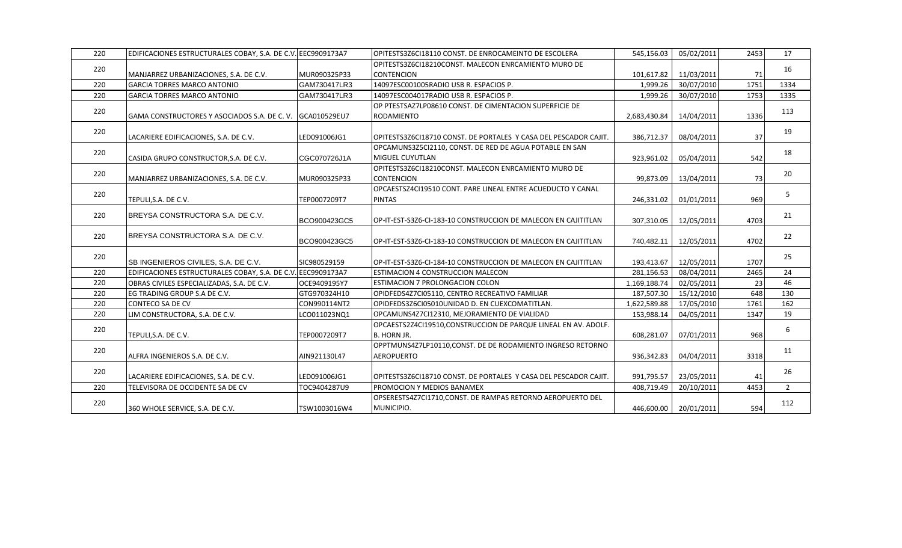| | | | | | | | |
|---|---|---|---|---|---|---|---|
| 220 | EDIFICACIONES ESTRUCTURALES COBAY, S.A. DE C.V. | EEC9909173A7 | OPITESTS3Z6CI18110 CONST. DE ENROCAMEINTO DE ESCOLERA | 545,156.03 | 05/02/2011 | 2453 | 17 |
| 220 | MANJARREZ URBANIZACIONES, S.A. DE C.V. | MUR090325P33 | OPITESTS3Z6CI18210CONST. MALECON ENRCAMIENTO MURO DE CONTENCION | 101,617.82 | 11/03/2011 | 71 | 16 |
| 220 | GARCIA TORRES MARCO ANTONIO | GAM730417LR3 | 14097ESC001005RADIO USB R. ESPACIOS P. | 1,999.26 | 30/07/2010 | 1751 | 1334 |
| 220 | GARCIA TORRES MARCO ANTONIO | GAM730417LR3 | 14097ESC004017RADIO USB R. ESPACIOS P. | 1,999.26 | 30/07/2010 | 1753 | 1335 |
| 220 | GAMA CONSTRUCTORES Y ASOCIADOS S.A. DE C. V. | GCA010529EU7 | OP PTESTSAZ7LP08610 CONST. DE CIMENTACION SUPERFICIE DE RODAMIENTO | 2,683,430.84 | 14/04/2011 | 1336 | 113 |
| 220 | LACARIERE EDIFICACIONES, S.A. DE C.V. | LED091006JG1 | OPITESTS3Z6CI18710 CONST. DE PORTALES Y CASA DEL PESCADOR CAJIT. | 386,712.37 | 08/04/2011 | 37 | 19 |
| 220 | CASIDA GRUPO CONSTRUCTOR,S.A. DE C.V. | CGC070726J1A | OPCAMUNS3Z5CI2110, CONST. DE RED DE AGUA POTABLE EN SAN MIGUEL CUYUTLAN | 923,961.02 | 05/04/2011 | 542 | 18 |
| 220 | MANJARREZ URBANIZACIONES, S.A. DE C.V. | MUR090325P33 | OPITESTS3Z6CI18210CONST. MALECON ENRCAMIENTO MURO DE CONTENCION | 99,873.09 | 13/04/2011 | 73 | 20 |
| 220 | TEPULI,S.A. DE C.V. | TEP0007209T7 | OPCAESTSZ4CI19510 CONT. PARE LINEAL ENTRE ACUEDUCTO Y CANAL PINTAS | 246,331.02 | 01/01/2011 | 969 | 5 |
| 220 | BREYSA CONSTRUCTORA S.A. DE C.V. | BCO900423GC5 | OP-IT-EST-S3Z6-CI-183-10 CONSTRUCCION DE MALECON EN CAJITITLAN | 307,310.05 | 12/05/2011 | 4703 | 21 |
| 220 | BREYSA CONSTRUCTORA S.A. DE C.V. | BCO900423GC5 | OP-IT-EST-S3Z6-CI-183-10 CONSTRUCCION DE MALECON EN CAJITITLAN | 740,482.11 | 12/05/2011 | 4702 | 22 |
| 220 | SB INGENIEROS CIVILES, S.A. DE C.V. | SIC980529159 | OP-IT-EST-S3Z6-CI-184-10 CONSTRUCCION DE MALECON EN CAJITITLAN | 193,413.67 | 12/05/2011 | 1707 | 25 |
| 220 | EDIFICACIONES ESTRUCTURALES COBAY, S.A. DE C.V. | EEC9909173A7 | ESTIMACION 4 CONSTRUCCION MALECON | 281,156.53 | 08/04/2011 | 2465 | 24 |
| 220 | OBRAS CIVILES ESPECIALIZADAS, S.A. DE C.V. | OCE9409195Y7 | ESTIMACION 7 PROLONGACION COLON | 1,169,188.74 | 02/05/2011 | 23 | 46 |
| 220 | EG TRADING GROUP S.A DE C.V. | GTG970324H10 | OPIDFEDS4Z7CI05110, CENTRO RECREATIVO FAMILIAR | 187,507.30 | 15/12/2010 | 648 | 130 |
| 220 | CONTECO SA DE CV | CON990114NT2 | OPIDFEDS3Z6CI05010UNIDAD D. EN CUEXCOMATITLAN. | 1,622,589.88 | 17/05/2010 | 1761 | 162 |
| 220 | LIM CONSTRUCTORA, S.A. DE C.V. | LCO011023NQ1 | OPCAMUNS4Z7CI12310, MEJORAMIENTO DE VIALIDAD | 153,988.14 | 04/05/2011 | 1347 | 19 |
| 220 | TEPULI,S.A. DE C.V. | TEP0007209T7 | OPCAESTS2Z4CI19510,CONSTRUCCION DE PARQUE LINEAL EN AV. ADOLF. B. HORN JR. | 608,281.07 | 07/01/2011 | 968 | 6 |
| 220 | ALFRA INGENIEROS S.A. DE C.V. | AIN921130L47 | OPPTMUNS4Z7LP10110,CONST. DE DE RODAMIENTO INGRESO RETORNO AEROPUERTO | 936,342.83 | 04/04/2011 | 3318 | 11 |
| 220 | LACARIERE EDIFICACIONES, S.A. DE C.V. | LED091006JG1 | OPITESTS3Z6CI18710 CONST. DE PORTALES Y CASA DEL PESCADOR CAJIT. | 991,795.57 | 23/05/2011 | 41 | 26 |
| 220 | TELEVISORA DE OCCIDENTE SA DE CV | TOC9404287U9 | PROMOCION Y MEDIOS BANAMEX | 408,719.49 | 20/10/2011 | 4453 | 2 |
| 220 | 360 WHOLE SERVICE, S.A. DE C.V. | TSW1003016W4 | OPSERESTS4Z7CI1710,CONST. DE RAMPAS RETORNO AEROPUERTO DEL MUNICIPIO. | 446,600.00 | 20/01/2011 | 594 | 112 |